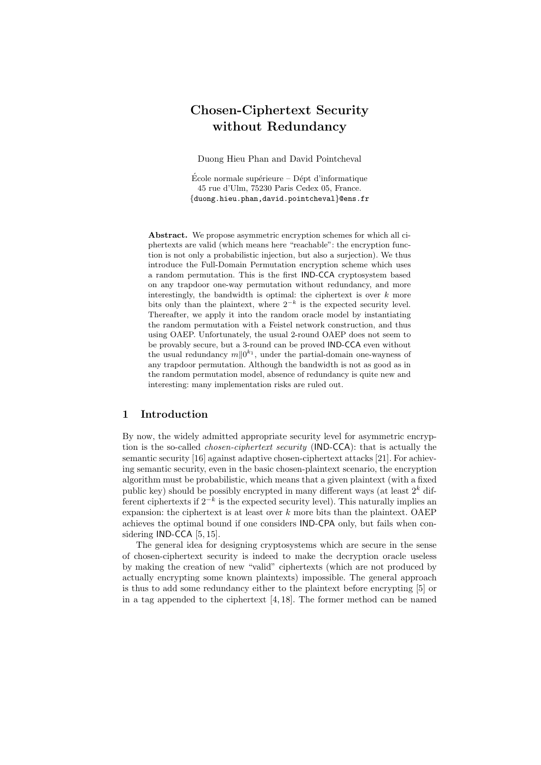# Chosen-Ciphertext Security without Redundancy

Duong Hieu Phan and David Pointcheval

École normale supérieure – Dépt d'informatique
45 rue d'Ulm, 75230 Paris Cedex 05, France.
{duong.hieu.phan,david.pointcheval}@ens.fr

**Abstract.** We propose asymmetric encryption schemes for which all ciphertexts are valid (which means here "reachable": the encryption function is not only a probabilistic injection, but also a surjection). We thus introduce the Full-Domain Permutation encryption scheme which uses a random permutation. This is the first IND-CCA cryptosystem based on any trapdoor one-way permutation without redundancy, and more interestingly, the bandwidth is optimal: the ciphertext is over $k$ more bits only than the plaintext, where $2^{-k}$ is the expected security level. Thereafter, we apply it into the random oracle model by instantiating the random permutation with a Feistel network construction, and thus using OAEP. Unfortunately, the usual 2-round OAEP does not seem to be provably secure, but a 3-round can be proved IND-CCA even without the usual redundancy $m\|0^{k_1}$, under the partial-domain one-wayness of any trapdoor permutation. Although the bandwidth is not as good as in the random permutation model, absence of redundancy is quite new and interesting: many implementation risks are ruled out.

## 1 Introduction

By now, the widely admitted appropriate security level for asymmetric encryption is the so-called *chosen-ciphertext security* (IND-CCA): that is actually the semantic security [16] against adaptive chosen-ciphertext attacks [21]. For achieving semantic security, even in the basic chosen-plaintext scenario, the encryption algorithm must be probabilistic, which means that a given plaintext (with a fixed public key) should be possibly encrypted in many different ways (at least $2^k$ different ciphertexts if $2^{-k}$ is the expected security level). This naturally implies an expansion: the ciphertext is at least over $k$ more bits than the plaintext. OAEP achieves the optimal bound if one considers IND-CPA only, but fails when considering IND-CCA [5, 15].

The general idea for designing cryptosystems which are secure in the sense of chosen-ciphertext security is indeed to make the decryption oracle useless by making the creation of new "valid" ciphertexts (which are not produced by actually encrypting some known plaintexts) impossible. The general approach is thus to add some redundancy either to the plaintext before encrypting [5] or in a tag appended to the ciphertext [4, 18]. The former method can be named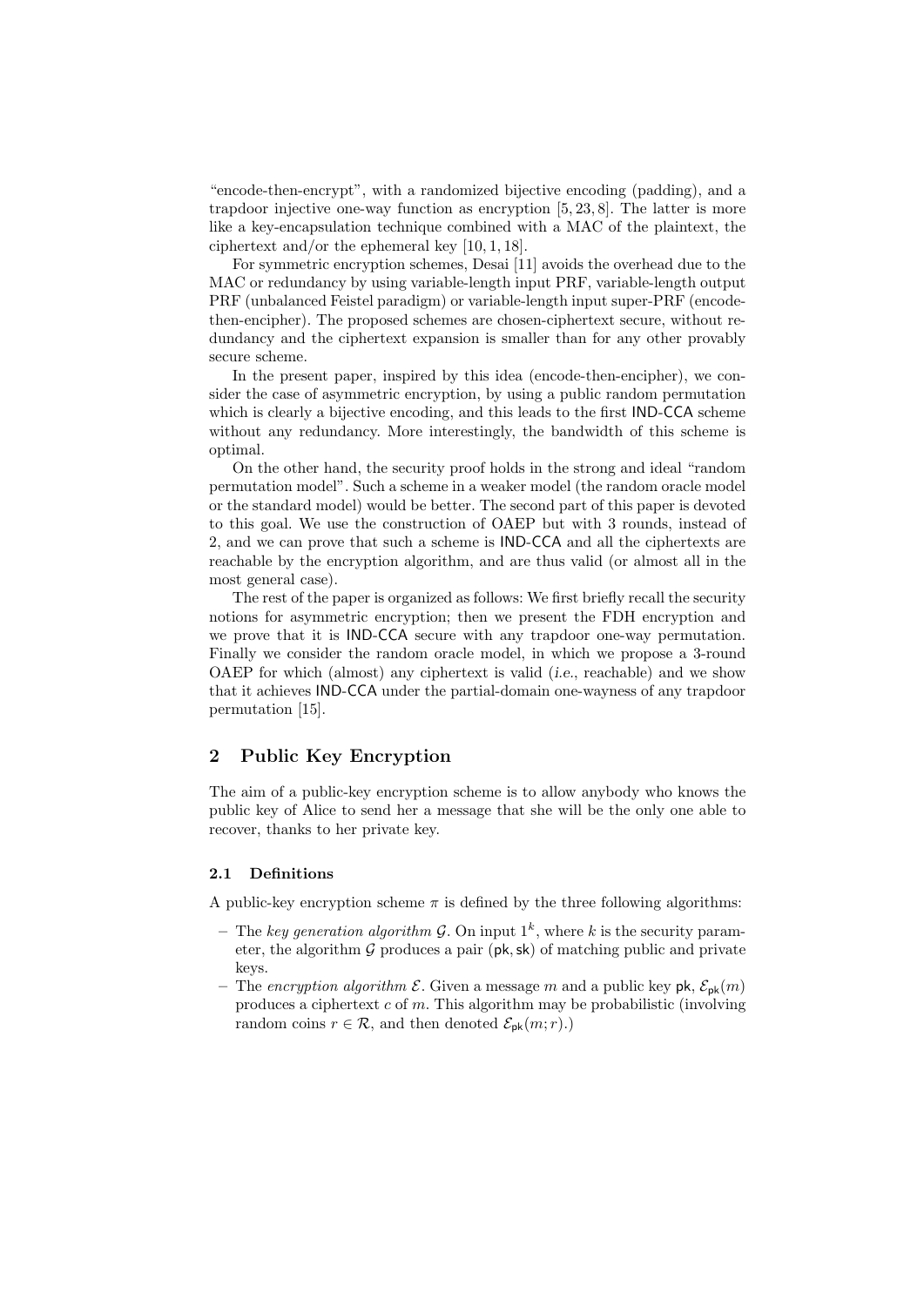"encode-then-encrypt", with a randomized bijective encoding (padding), and a trapdoor injective one-way function as encryption [5, 23, 8]. The latter is more like a key-encapsulation technique combined with a MAC of the plaintext, the ciphertext and/or the ephemeral key [10, 1, 18].

For symmetric encryption schemes, Desai [11] avoids the overhead due to the MAC or redundancy by using variable-length input PRF, variable-length output PRF (unbalanced Feistel paradigm) or variable-length input super-PRF (encode-then-encipher). The proposed schemes are chosen-ciphertext secure, without redundancy and the ciphertext expansion is smaller than for any other provably secure scheme.

In the present paper, inspired by this idea (encode-then-encipher), we consider the case of asymmetric encryption, by using a public random permutation which is clearly a bijective encoding, and this leads to the first IND-CCA scheme without any redundancy. More interestingly, the bandwidth of this scheme is optimal.

On the other hand, the security proof holds in the strong and ideal "random permutation model". Such a scheme in a weaker model (the random oracle model or the standard model) would be better. The second part of this paper is devoted to this goal. We use the construction of OAEP but with 3 rounds, instead of 2, and we can prove that such a scheme is IND-CCA and all the ciphertexts are reachable by the encryption algorithm, and are thus valid (or almost all in the most general case).

The rest of the paper is organized as follows: We first briefly recall the security notions for asymmetric encryption; then we present the FDH encryption and we prove that it is IND-CCA secure with any trapdoor one-way permutation. Finally we consider the random oracle model, in which we propose a 3-round OAEP for which (almost) any ciphertext is valid (*i.e.*, reachable) and we show that it achieves IND-CCA under the partial-domain one-wayness of any trapdoor permutation [15].

## 2 Public Key Encryption

The aim of a public-key encryption scheme is to allow anybody who knows the public key of Alice to send her a message that she will be the only one able to recover, thanks to her private key.

### 2.1 Definitions

A public-key encryption scheme $\pi$ is defined by the three following algorithms:

- The *key generation algorithm* $\mathcal{G}$. On input $1^k$, where $k$ is the security parameter, the algorithm $\mathcal{G}$ produces a pair $(\mathsf{pk}, \mathsf{sk})$ of matching public and private keys.
- The *encryption algorithm* $\mathcal{E}$. Given a message $m$ and a public key $\mathsf{pk}$, $\mathcal{E}_{\mathsf{pk}}(m)$ produces a ciphertext $c$ of $m$. This algorithm may be probabilistic (involving random coins $r \in \mathcal{R}$, and then denoted $\mathcal{E}_{\mathsf{pk}}(m; r)$.)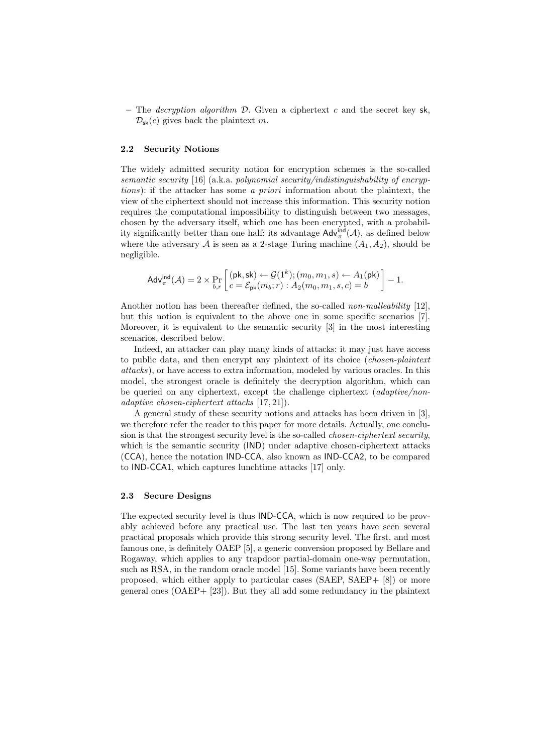– The *decryption algorithm* $\mathcal{D}$. Given a ciphertext $c$ and the secret key $\mathsf{sk}$, $\mathcal{D}_{\mathsf{sk}}(c)$ gives back the plaintext $m$.

### 2.2 Security Notions

The widely admitted security notion for encryption schemes is the so-called *semantic security* [16] (a.k.a. *polynomial security/indistinguishability of encryptions*): if the attacker has some *a priori* information about the plaintext, the view of the ciphertext should not increase this information. This security notion requires the computational impossibility to distinguish between two messages, chosen by the adversary itself, which one has been encrypted, with a probability significantly better than one half: its advantage $\mathsf{Adv}^{\mathsf{ind}}_{\pi}(\mathcal{A})$, as defined below where the adversary $\mathcal{A}$ is seen as a 2-stage Turing machine $(A_1, A_2)$, should be negligible.

$$\mathsf{Adv}^{\mathsf{ind}}_{\pi}(\mathcal{A}) = 2 \times \Pr_{b,r}\left[\begin{array}{l}(\mathsf{pk}, \mathsf{sk}) \leftarrow \mathcal{G}(1^k); (m_0, m_1, s) \leftarrow A_1(\mathsf{pk}) \\ c = \mathcal{E}_{\mathsf{pk}}(m_b; r) : A_2(m_0, m_1, s, c) = b\end{array}\right] - 1.$$

Another notion has been thereafter defined, the so-called *non-malleability* [12], but this notion is equivalent to the above one in some specific scenarios [7]. Moreover, it is equivalent to the semantic security [3] in the most interesting scenarios, described below.

Indeed, an attacker can play many kinds of attacks: it may just have access to public data, and then encrypt any plaintext of its choice (*chosen-plaintext attacks*), or have access to extra information, modeled by various oracles. In this model, the strongest oracle is definitely the decryption algorithm, which can be queried on any ciphertext, except the challenge ciphertext (*adaptive/non-adaptive chosen-ciphertext attacks* [17, 21]).

A general study of these security notions and attacks has been driven in [3], we therefore refer the reader to this paper for more details. Actually, one conclusion is that the strongest security level is the so-called *chosen-ciphertext security*, which is the semantic security (IND) under adaptive chosen-ciphertext attacks (CCA), hence the notation IND-CCA, also known as IND-CCA2, to be compared to IND-CCA1, which captures lunchtime attacks [17] only.

### 2.3 Secure Designs

The expected security level is thus IND-CCA, which is now required to be provably achieved before any practical use. The last ten years have seen several practical proposals which provide this strong security level. The first, and most famous one, is definitely OAEP [5], a generic conversion proposed by Bellare and Rogaway, which applies to any trapdoor partial-domain one-way permutation, such as RSA, in the random oracle model [15]. Some variants have been recently proposed, which either apply to particular cases (SAEP, SAEP+ [8]) or more general ones (OAEP+ [23]). But they all add some redundancy in the plaintext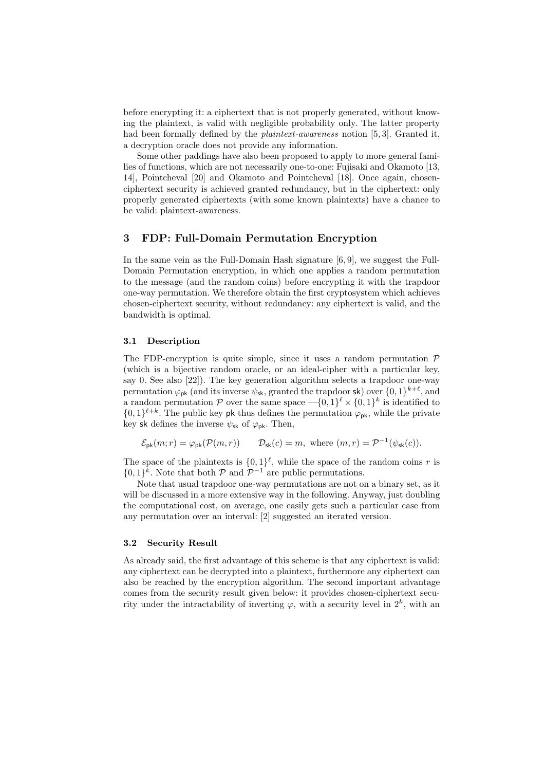before encrypting it: a ciphertext that is not properly generated, without knowing the plaintext, is valid with negligible probability only. The latter property had been formally defined by the *plaintext-awareness* notion [5, 3]. Granted it, a decryption oracle does not provide any information.

Some other paddings have also been proposed to apply to more general families of functions, which are not necessarily one-to-one: Fujisaki and Okamoto [13, 14], Pointcheval [20] and Okamoto and Pointcheval [18]. Once again, chosen-ciphertext security is achieved granted redundancy, but in the ciphertext: only properly generated ciphertexts (with some known plaintexts) have a chance to be valid: plaintext-awareness.

## 3 FDP: Full-Domain Permutation Encryption

In the same vein as the Full-Domain Hash signature [6, 9], we suggest the Full-Domain Permutation encryption, in which one applies a random permutation to the message (and the random coins) before encrypting it with the trapdoor one-way permutation. We therefore obtain the first cryptosystem which achieves chosen-ciphertext security, without redundancy: any ciphertext is valid, and the bandwidth is optimal.

### 3.1 Description

The FDP-encryption is quite simple, since it uses a random permutation $\mathcal{P}$ (which is a bijective random oracle, or an ideal-cipher with a particular key, say 0. See also [22]). The key generation algorithm selects a trapdoor one-way permutation $\varphi_{\mathsf{pk}}$ (and its inverse $\psi_{\mathsf{sk}}$, granted the trapdoor $\mathsf{sk}$) over $\{0,1\}^{k+\ell}$, and a random permutation $\mathcal{P}$ over the same space —$\{0,1\}^{\ell} \times \{0,1\}^{k}$ is identified to $\{0,1\}^{\ell+k}$. The public key $\mathsf{pk}$ thus defines the permutation $\varphi_{\mathsf{pk}}$, while the private key $\mathsf{sk}$ defines the inverse $\psi_{\mathsf{sk}}$ of $\varphi_{\mathsf{pk}}$. Then,

$$\mathcal{E}_{\mathsf{pk}}(m; r) = \varphi_{\mathsf{pk}}(\mathcal{P}(m, r)) \qquad \mathcal{D}_{\mathsf{sk}}(c) = m, \text{ where } (m, r) = \mathcal{P}^{-1}(\psi_{\mathsf{sk}}(c)).$$

The space of the plaintexts is $\{0,1\}^{\ell}$, while the space of the random coins $r$ is $\{0,1\}^{k}$. Note that both $\mathcal{P}$ and $\mathcal{P}^{-1}$ are public permutations.

Note that usual trapdoor one-way permutations are not on a binary set, as it will be discussed in a more extensive way in the following. Anyway, just doubling the computational cost, on average, one easily gets such a particular case from any permutation over an interval: [2] suggested an iterated version.

### 3.2 Security Result

As already said, the first advantage of this scheme is that any ciphertext is valid: any ciphertext can be decrypted into a plaintext, furthermore any ciphertext can also be reached by the encryption algorithm. The second important advantage comes from the security result given below: it provides chosen-ciphertext security under the intractability of inverting $\varphi$, with a security level in $2^k$, with an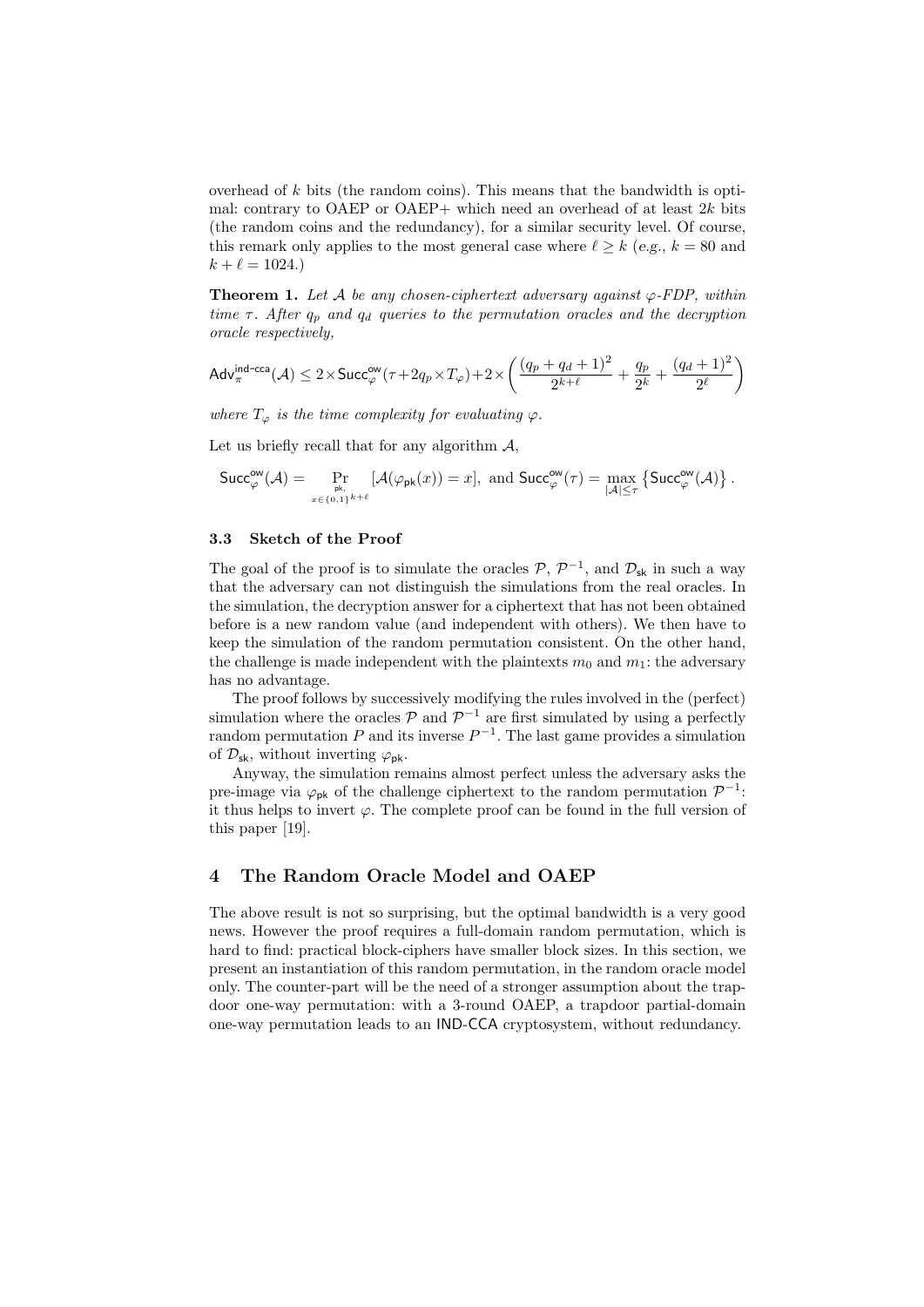overhead of $k$ bits (the random coins). This means that the bandwidth is optimal: contrary to OAEP or OAEP+ which need an overhead of at least $2k$ bits (the random coins and the redundancy), for a similar security level. Of course, this remark only applies to the most general case where $\ell \geq k$ (*e.g.*, $k = 80$ and $k + \ell = 1024$.)

**Theorem 1.** *Let $\mathcal{A}$ be any chosen-ciphertext adversary against $\varphi$-FDP, within time $\tau$. After $q_p$ and $q_d$ queries to the permutation oracles and the decryption oracle respectively,*

$$\mathsf{Adv}_{\pi}^{\mathsf{ind-cca}}(\mathcal{A}) \leq 2 \times \mathsf{Succ}_{\varphi}^{\mathsf{ow}}(\tau + 2q_p \times T_{\varphi}) + 2 \times \left( \frac{(q_p + q_d + 1)^2}{2^{k+\ell}} + \frac{q_p}{2^k} + \frac{(q_d + 1)^2}{2^{\ell}} \right)$$

*where $T_{\varphi}$ is the time complexity for evaluating $\varphi$.*

Let us briefly recall that for any algorithm $\mathcal{A}$,

$$\mathsf{Succ}_{\varphi}^{\mathsf{ow}}(\mathcal{A}) = \Pr_{\substack{\mathsf{pk}, \\ x \in \{0,1\}^{k+\ell}}} [\mathcal{A}(\varphi_{\mathsf{pk}}(x)) = x], \text{ and } \mathsf{Succ}_{\varphi}^{\mathsf{ow}}(\tau) = \max_{|\mathcal{A}| \leq \tau} \left\{ \mathsf{Succ}_{\varphi}^{\mathsf{ow}}(\mathcal{A}) \right\}.$$

### 3.3 Sketch of the Proof

The goal of the proof is to simulate the oracles $\mathcal{P}$, $\mathcal{P}^{-1}$, and $\mathcal{D}_{\mathsf{sk}}$ in such a way that the adversary can not distinguish the simulations from the real oracles. In the simulation, the decryption answer for a ciphertext that has not been obtained before is a new random value (and independent with others). We then have to keep the simulation of the random permutation consistent. On the other hand, the challenge is made independent with the plaintexts $m_0$ and $m_1$: the adversary has no advantage.

The proof follows by successively modifying the rules involved in the (perfect) simulation where the oracles $\mathcal{P}$ and $\mathcal{P}^{-1}$ are first simulated by using a perfectly random permutation $P$ and its inverse $P^{-1}$. The last game provides a simulation of $\mathcal{D}_{\mathsf{sk}}$, without inverting $\varphi_{\mathsf{pk}}$.

Anyway, the simulation remains almost perfect unless the adversary asks the pre-image via $\varphi_{\mathsf{pk}}$ of the challenge ciphertext to the random permutation $\mathcal{P}^{-1}$: it thus helps to invert $\varphi$. The complete proof can be found in the full version of this paper [19].

## 4 The Random Oracle Model and OAEP

The above result is not so surprising, but the optimal bandwidth is a very good news. However the proof requires a full-domain random permutation, which is hard to find: practical block-ciphers have smaller block sizes. In this section, we present an instantiation of this random permutation, in the random oracle model only. The counter-part will be the need of a stronger assumption about the trapdoor one-way permutation: with a 3-round OAEP, a trapdoor partial-domain one-way permutation leads to an IND-CCA cryptosystem, without redundancy.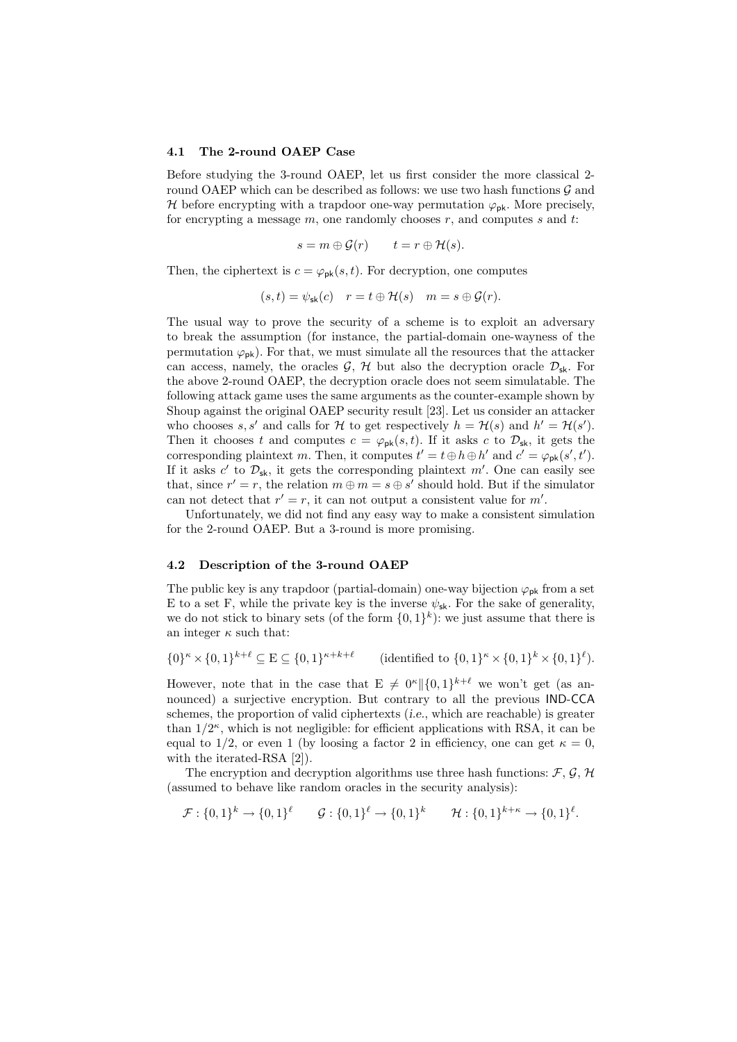### 4.1 The 2-round OAEP Case

Before studying the 3-round OAEP, let us first consider the more classical 2-round OAEP which can be described as follows: we use two hash functions $\mathcal{G}$ and $\mathcal{H}$ before encrypting with a trapdoor one-way permutation $\varphi_{\mathsf{pk}}$. More precisely, for encrypting a message $m$, one randomly chooses $r$, and computes $s$ and $t$:

$$s = m \oplus \mathcal{G}(r) \qquad t = r \oplus \mathcal{H}(s).$$

Then, the ciphertext is $c = \varphi_{\mathsf{pk}}(s, t)$. For decryption, one computes

$$(s, t) = \psi_{\mathsf{sk}}(c) \quad r = t \oplus \mathcal{H}(s) \quad m = s \oplus \mathcal{G}(r).$$

The usual way to prove the security of a scheme is to exploit an adversary to break the assumption (for instance, the partial-domain one-wayness of the permutation $\varphi_{\mathsf{pk}}$). For that, we must simulate all the resources that the attacker can access, namely, the oracles $\mathcal{G}$, $\mathcal{H}$ but also the decryption oracle $\mathcal{D}_{\mathsf{sk}}$. For the above 2-round OAEP, the decryption oracle does not seem simulatable. The following attack game uses the same arguments as the counter-example shown by Shoup against the original OAEP security result [23]. Let us consider an attacker who chooses $s, s'$ and calls for $\mathcal{H}$ to get respectively $h = \mathcal{H}(s)$ and $h' = \mathcal{H}(s')$. Then it chooses $t$ and computes $c = \varphi_{\mathsf{pk}}(s, t)$. If it asks $c$ to $\mathcal{D}_{\mathsf{sk}}$, it gets the corresponding plaintext $m$. Then, it computes $t' = t \oplus h \oplus h'$ and $c' = \varphi_{\mathsf{pk}}(s', t')$. If it asks $c'$ to $\mathcal{D}_{\mathsf{sk}}$, it gets the corresponding plaintext $m'$. One can easily see that, since $r' = r$, the relation $m \oplus m = s \oplus s'$ should hold. But if the simulator can not detect that $r' = r$, it can not output a consistent value for $m'$.

Unfortunately, we did not find any easy way to make a consistent simulation for the 2-round OAEP. But a 3-round is more promising.

### 4.2 Description of the 3-round OAEP

The public key is any trapdoor (partial-domain) one-way bijection $\varphi_{\mathsf{pk}}$ from a set E to a set F, while the private key is the inverse $\psi_{\mathsf{sk}}$. For the sake of generality, we do not stick to binary sets (of the form $\{0,1\}^k$): we just assume that there is an integer $\kappa$ such that:

$$\{0\}^\kappa \times \{0,1\}^{k+\ell} \subseteq \mathrm{E} \subseteq \{0,1\}^{\kappa+k+\ell} \qquad \text{(identified to } \{0,1\}^\kappa \times \{0,1\}^k \times \{0,1\}^\ell).$$

However, note that in the case that $\mathrm{E} \neq 0^\kappa \| \{0,1\}^{k+\ell}$ we won't get (as announced) a surjective encryption. But contrary to all the previous IND-CCA schemes, the proportion of valid ciphertexts (*i.e.*, which are reachable) is greater than $1/2^\kappa$, which is not negligible: for efficient applications with RSA, it can be equal to 1/2, or even 1 (by loosing a factor 2 in efficiency, one can get $\kappa = 0$, with the iterated-RSA [2]).

The encryption and decryption algorithms use three hash functions: $\mathcal{F}, \mathcal{G}, \mathcal{H}$ (assumed to behave like random oracles in the security analysis):

$$\mathcal{F} : \{0,1\}^k \to \{0,1\}^\ell \qquad \mathcal{G} : \{0,1\}^\ell \to \{0,1\}^k \qquad \mathcal{H} : \{0,1\}^{k+\kappa} \to \{0,1\}^\ell.$$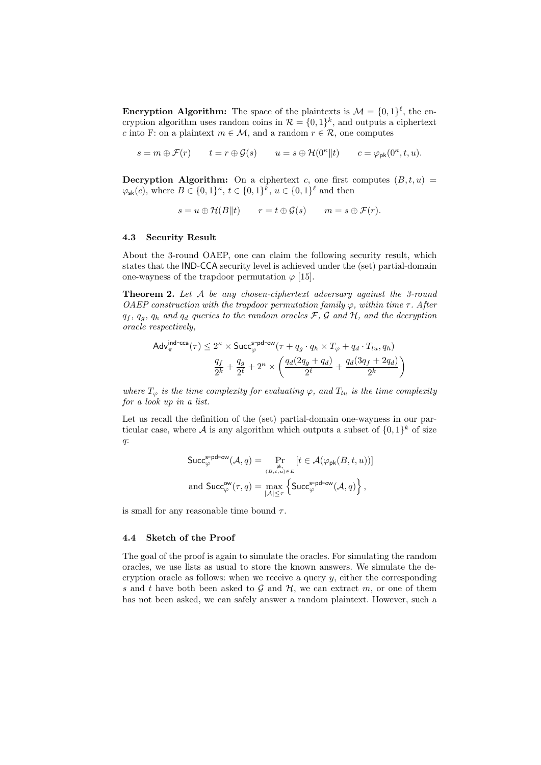**Encryption Algorithm:** The space of the plaintexts is $\mathcal{M} = \{0,1\}^\ell$, the encryption algorithm uses random coins in $\mathcal{R} = \{0,1\}^k$, and outputs a ciphertext $c$ into F: on a plaintext $m \in \mathcal{M}$, and a random $r \in \mathcal{R}$, one computes

$$s = m \oplus \mathcal{F}(r) \qquad t = r \oplus \mathcal{G}(s) \qquad u = s \oplus \mathcal{H}(0^\kappa \| t) \qquad c = \varphi_{\mathsf{pk}}(0^\kappa, t, u).$$

**Decryption Algorithm:** On a ciphertext $c$, one first computes $(B, t, u) = \varphi_{\mathsf{sk}}(c)$, where $B \in \{0,1\}^\kappa$, $t \in \{0,1\}^k$, $u \in \{0,1\}^\ell$ and then

$$s = u \oplus \mathcal{H}(B \| t) \qquad r = t \oplus \mathcal{G}(s) \qquad m = s \oplus \mathcal{F}(r).$$

### 4.3 Security Result

About the 3-round OAEP, one can claim the following security result, which states that the IND-CCA security level is achieved under the (set) partial-domain one-wayness of the trapdoor permutation $\varphi$ [15].

**Theorem 2.** *Let $\mathcal{A}$ be any chosen-ciphertext adversary against the 3-round OAEP construction with the trapdoor permutation family $\varphi$, within time $\tau$. After $q_f$, $q_g$, $q_h$ and $q_d$ queries to the random oracles $\mathcal{F}$, $\mathcal{G}$ and $\mathcal{H}$, and the decryption oracle respectively,*

$$\mathsf{Adv}_{\pi}^{\mathsf{ind-cca}}(\tau) \leq 2^\kappa \times \mathsf{Succ}_{\varphi}^{\mathsf{s-pd-ow}}(\tau + q_g \cdot q_h \times T_\varphi + q_d \cdot T_{lu}, q_h)$$
$$\frac{q_f}{2^k} + \frac{q_g}{2^\ell} + 2^\kappa \times \left( \frac{q_d(2q_g + q_d)}{2^\ell} + \frac{q_d(3q_f + 2q_d)}{2^k} \right)$$

*where $T_\varphi$ is the time complexity for evaluating $\varphi$, and $T_{lu}$ is the time complexity for a look up in a list.*

Let us recall the definition of the (set) partial-domain one-wayness in our particular case, where $\mathcal{A}$ is any algorithm which outputs a subset of $\{0,1\}^k$ of size $q$:

$$\mathsf{Succ}_{\varphi}^{\mathsf{s-pd-ow}}(\mathcal{A}, q) = \Pr_{\substack{\mathsf{pk}, \\ (B,t,u) \in E}} [t \in \mathcal{A}(\varphi_{\mathsf{pk}}(B, t, u))]$$
$$\text{and } \mathsf{Succ}_{\varphi}^{\mathsf{ow}}(\tau, q) = \max_{|\mathcal{A}| \leq \tau} \left\{ \mathsf{Succ}_{\varphi}^{\mathsf{s-pd-ow}}(\mathcal{A}, q) \right\},$$

is small for any reasonable time bound $\tau$.

### 4.4 Sketch of the Proof

The goal of the proof is again to simulate the oracles. For simulating the random oracles, we use lists as usual to store the known answers. We simulate the decryption oracle as follows: when we receive a query $y$, either the corresponding $s$ and $t$ have both been asked to $\mathcal{G}$ and $\mathcal{H}$, we can extract $m$, or one of them has not been asked, we can safely answer a random plaintext. However, such a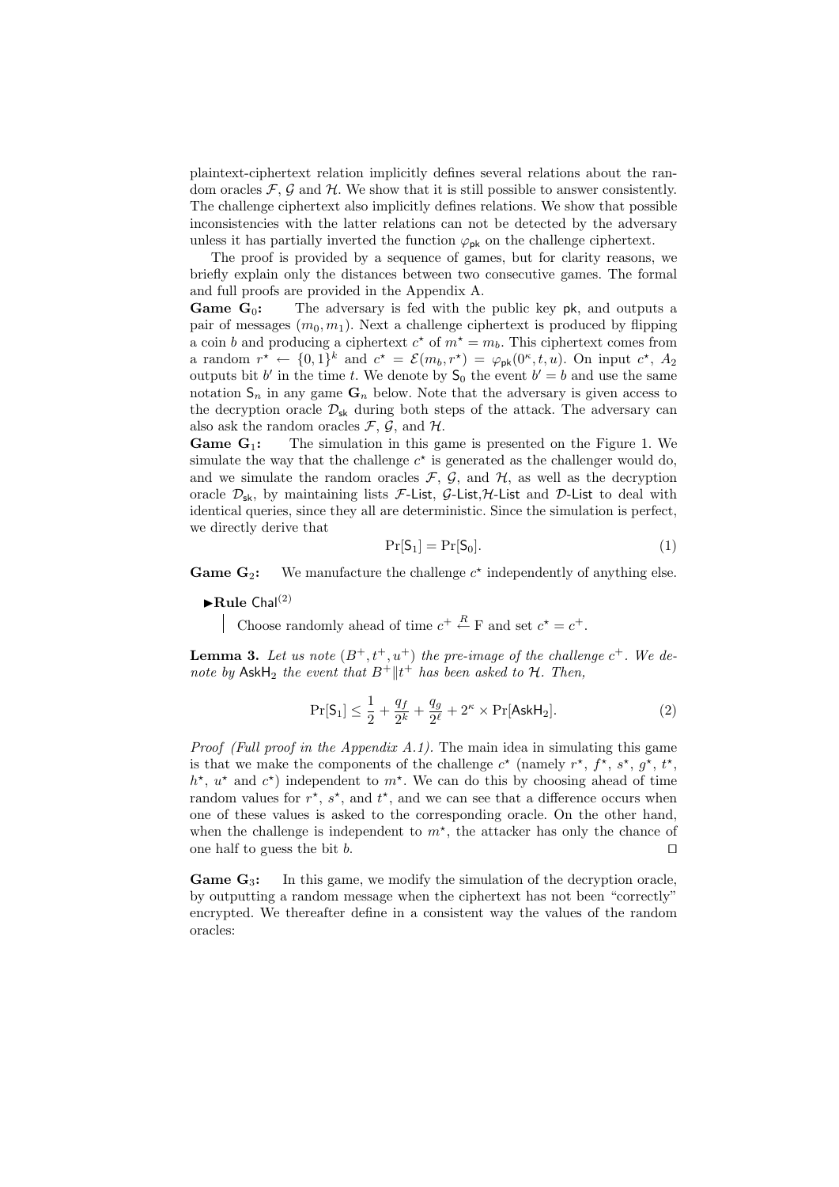plaintext-ciphertext relation implicitly defines several relations about the random oracles $\mathcal{F}$, $\mathcal{G}$ and $\mathcal{H}$. We show that it is still possible to answer consistently. The challenge ciphertext also implicitly defines relations. We show that possible inconsistencies with the latter relations can not be detected by the adversary unless it has partially inverted the function $\varphi_{\mathsf{pk}}$ on the challenge ciphertext.

The proof is provided by a sequence of games, but for clarity reasons, we briefly explain only the distances between two consecutive games. The formal and full proofs are provided in the Appendix A.

**Game $\mathbf{G}_0$:** The adversary is fed with the public key $\mathsf{pk}$, and outputs a pair of messages $(m_0, m_1)$. Next a challenge ciphertext is produced by flipping a coin $b$ and producing a ciphertext $c^\star$ of $m^\star = m_b$. This ciphertext comes from a random $r^\star \leftarrow \{0,1\}^k$ and $c^\star = \mathcal{E}(m_b, r^\star) = \varphi_{\mathsf{pk}}(0^\kappa, t, u)$. On input $c^\star$, $A_2$ outputs bit $b'$ in the time $t$. We denote by $\mathsf{S}_0$ the event $b' = b$ and use the same notation $\mathsf{S}_n$ in any game $\mathbf{G}_n$ below. Note that the adversary is given access to the decryption oracle $\mathcal{D}_{\mathsf{sk}}$ during both steps of the attack. The adversary can also ask the random oracles $\mathcal{F}$, $\mathcal{G}$, and $\mathcal{H}$.

**Game $\mathbf{G}_1$:** The simulation in this game is presented on the Figure 1. We simulate the way that the challenge $c^\star$ is generated as the challenger would do, and we simulate the random oracles $\mathcal{F}$, $\mathcal{G}$, and $\mathcal{H}$, as well as the decryption oracle $\mathcal{D}_{\mathsf{sk}}$, by maintaining lists $\mathcal{F}$-$\mathsf{List}$, $\mathcal{G}$-$\mathsf{List}$,$\mathcal{H}$-$\mathsf{List}$ and $\mathcal{D}$-$\mathsf{List}$ to deal with identical queries, since they all are deterministic. Since the simulation is perfect, we directly derive that

$$\Pr[\mathsf{S}_1] = \Pr[\mathsf{S}_0]. \tag{1}$$

**Game $\mathbf{G}_2$:** We manufacture the challenge $c^\star$ independently of anything else.

►**Rule** $\mathsf{Chal}^{(2)}$

Choose randomly ahead of time $c^+ \xleftarrow{R} \mathrm{F}$ and set $c^\star = c^+$.

**Lemma 3.** *Let us note $(B^+, t^+, u^+)$ the pre-image of the challenge $c^+$. We denote by $\mathsf{AskH}_2$ the event that $B^+ \| t^+$ has been asked to $\mathcal{H}$. Then,*

$$\Pr[\mathsf{S}_1] \leq \frac{1}{2} + \frac{q_f}{2^k} + \frac{q_g}{2^\ell} + 2^\kappa \times \Pr[\mathsf{AskH}_2]. \tag{2}$$

*Proof (Full proof in the Appendix A.1).* The main idea in simulating this game is that we make the components of the challenge $c^\star$ (namely $r^\star$, $f^\star$, $s^\star$, $g^\star$, $t^\star$, $h^\star$, $u^\star$ and $c^\star$) independent to $m^\star$. We can do this by choosing ahead of time random values for $r^\star$, $s^\star$, and $t^\star$, and we can see that a difference occurs when one of these values is asked to the corresponding oracle. On the other hand, when the challenge is independent to $m^\star$, the attacker has only the chance of one half to guess the bit $b$. □

**Game $\mathbf{G}_3$:** In this game, we modify the simulation of the decryption oracle, by outputting a random message when the ciphertext has not been "correctly" encrypted. We thereafter define in a consistent way the values of the random oracles: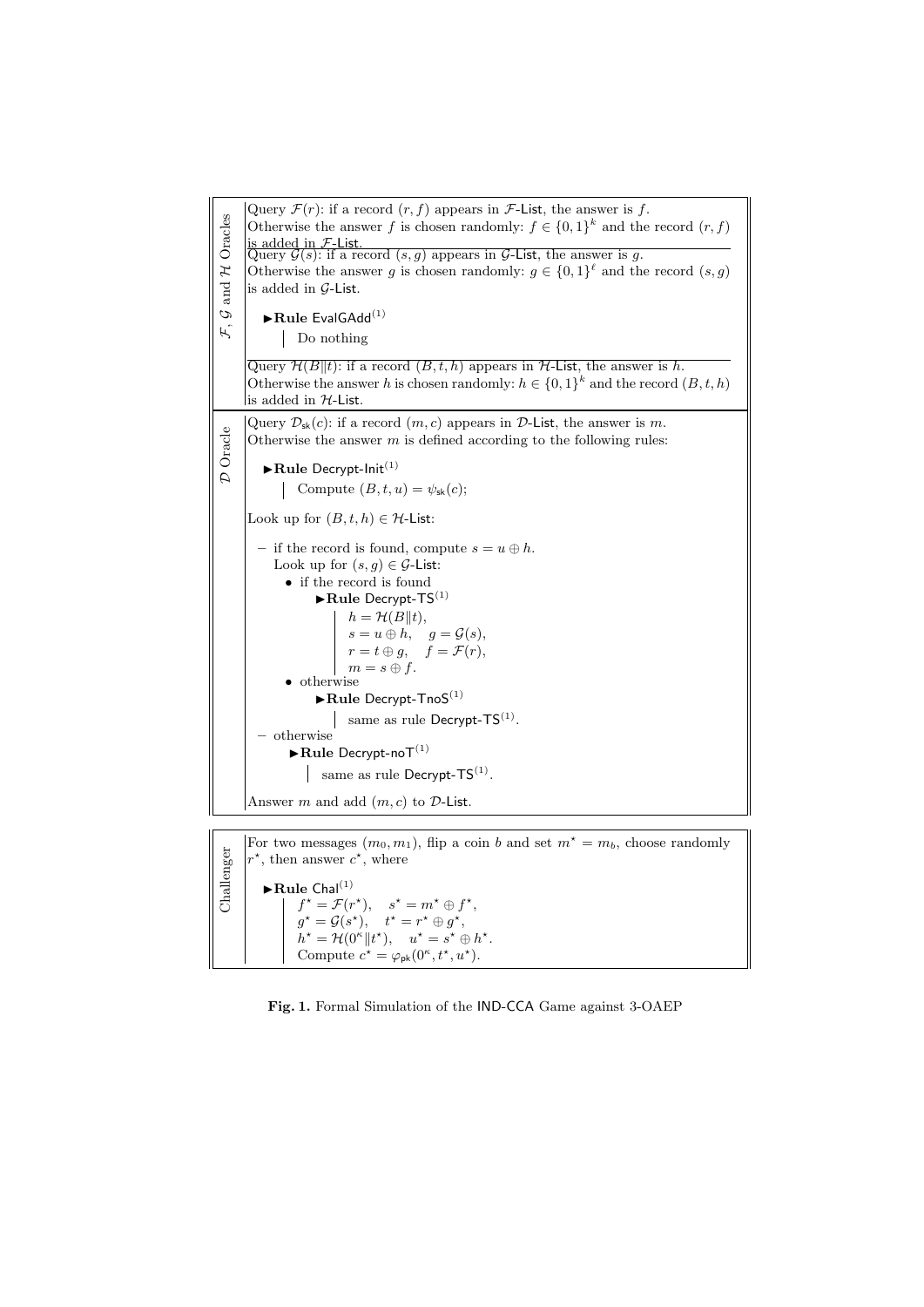**$\mathcal{F}$, $\mathcal{G}$ and $\mathcal{H}$ Oracles**

Query $\mathcal{F}(r)$: if a record $(r, f)$ appears in $\mathcal{F}$-List, the answer is $f$. Otherwise the answer $f$ is chosen randomly: $f \in \{0,1\}^k$ and the record $(r, f)$ is added in $\mathcal{F}$-List.

Query $\mathcal{G}(s)$: if a record $(s, g)$ appears in $\mathcal{G}$-List, the answer is $g$. Otherwise the answer $g$ is chosen randomly: $g \in \{0,1\}^\ell$ and the record $(s, g)$ is added in $\mathcal{G}$-List.

▶**Rule** EvalGAdd$^{(1)}$

Do nothing

Query $\mathcal{H}(B \| t)$: if a record $(B, t, h)$ appears in $\mathcal{H}$-List, the answer is $h$. Otherwise the answer $h$ is chosen randomly: $h \in \{0,1\}^k$ and the record $(B, t, h)$ is added in $\mathcal{H}$-List.

**$\mathcal{D}$ Oracle**

Query $\mathcal{D}_{\mathsf{sk}}(c)$: if a record $(m, c)$ appears in $\mathcal{D}$-List, the answer is $m$. Otherwise the answer $m$ is defined according to the following rules:

▶**Rule** Decrypt-Init$^{(1)}$

Compute $(B, t, u) = \psi_{\mathsf{sk}}(c)$;

Look up for $(B, t, h) \in \mathcal{H}$-List:

- if the record is found, compute $s = u \oplus h$.
  Look up for $(s, g) \in \mathcal{G}$-List:
  - if the record is found
    ▶**Rule** Decrypt-TS$^{(1)}$
    $h = \mathcal{H}(B \| t)$,
    $s = u \oplus h, \quad g = \mathcal{G}(s)$,
    $r = t \oplus g, \quad f = \mathcal{F}(r)$,
    $m = s \oplus f$.
  - otherwise
    ▶**Rule** Decrypt-TnoS$^{(1)}$
    same as rule Decrypt-TS$^{(1)}$.
- otherwise
  ▶**Rule** Decrypt-noT$^{(1)}$
  same as rule Decrypt-TS$^{(1)}$.

Answer $m$ and add $(m, c)$ to $\mathcal{D}$-List.

**Challenger**

For two messages $(m_0, m_1)$, flip a coin $b$ and set $m^\star = m_b$, choose randomly $r^\star$, then answer $c^\star$, where

▶**Rule** Chal$^{(1)}$

$f^\star = \mathcal{F}(r^\star), \quad s^\star = m^\star \oplus f^\star$,
$g^\star = \mathcal{G}(s^\star), \quad t^\star = r^\star \oplus g^\star$,
$h^\star = \mathcal{H}(0^\kappa \| t^\star), \quad u^\star = s^\star \oplus h^\star$.
Compute $c^\star = \varphi_{\mathsf{pk}}(0^\kappa, t^\star, u^\star)$.

**Fig. 1.** Formal Simulation of the IND-CCA Game against 3-OAEP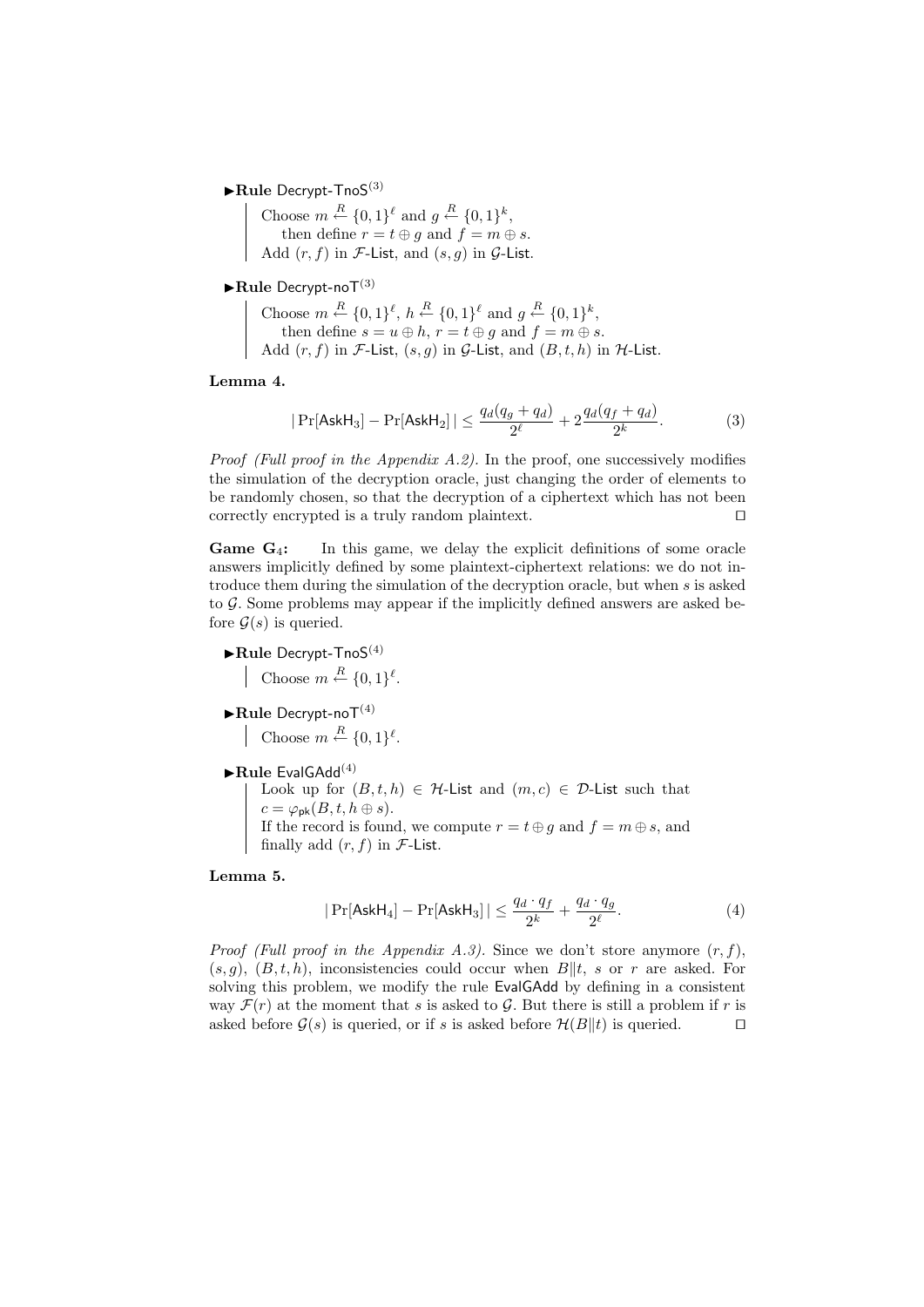►**Rule** Decrypt-TnoS$^{(3)}$

> Choose $m \overset{R}{\leftarrow} \{0,1\}^\ell$ and $g \overset{R}{\leftarrow} \{0,1\}^k$,
> then define $r = t \oplus g$ and $f = m \oplus s$.
> Add $(r, f)$ in $\mathcal{F}$-List, and $(s, g)$ in $\mathcal{G}$-List.

►**Rule** Decrypt-noT$^{(3)}$

> Choose $m \overset{R}{\leftarrow} \{0,1\}^\ell$, $h \overset{R}{\leftarrow} \{0,1\}^\ell$ and $g \overset{R}{\leftarrow} \{0,1\}^k$,
> then define $s = u \oplus h$, $r = t \oplus g$ and $f = m \oplus s$.
> Add $(r, f)$ in $\mathcal{F}$-List, $(s, g)$ in $\mathcal{G}$-List, and $(B, t, h)$ in $\mathcal{H}$-List.

**Lemma 4.**

$$|\Pr[\mathsf{AskH}_3] - \Pr[\mathsf{AskH}_2]| \le \frac{q_d(q_g + q_d)}{2^\ell} + 2\frac{q_d(q_f + q_d)}{2^k}. \quad (3)$$

*Proof (Full proof in the Appendix A.2).* In the proof, one successively modifies the simulation of the decryption oracle, just changing the order of elements to be randomly chosen, so that the decryption of a ciphertext which has not been correctly encrypted is a truly random plaintext. □

**Game G$_4$:** In this game, we delay the explicit definitions of some oracle answers implicitly defined by some plaintext-ciphertext relations: we do not introduce them during the simulation of the decryption oracle, but when $s$ is asked to $\mathcal{G}$. Some problems may appear if the implicitly defined answers are asked before $\mathcal{G}(s)$ is queried.

►**Rule** Decrypt-TnoS$^{(4)}$

> Choose $m \overset{R}{\leftarrow} \{0,1\}^\ell$.

►**Rule** Decrypt-noT$^{(4)}$

> Choose $m \overset{R}{\leftarrow} \{0,1\}^\ell$.

►**Rule** EvalGAdd$^{(4)}$

> Look up for $(B, t, h) \in \mathcal{H}$-List and $(m, c) \in \mathcal{D}$-List such that $c = \varphi_{\mathsf{pk}}(B, t, h \oplus s)$.
> If the record is found, we compute $r = t \oplus g$ and $f = m \oplus s$, and finally add $(r, f)$ in $\mathcal{F}$-List.

**Lemma 5.**

$$|\Pr[\mathsf{AskH}_4] - \Pr[\mathsf{AskH}_3]| \le \frac{q_d \cdot q_f}{2^k} + \frac{q_d \cdot q_g}{2^\ell}. \quad (4)$$

*Proof (Full proof in the Appendix A.3).* Since we don't store anymore $(r, f)$, $(s, g)$, $(B, t, h)$, inconsistencies could occur when $B\|t$, $s$ or $r$ are asked. For solving this problem, we modify the rule EvalGAdd by defining in a consistent way $\mathcal{F}(r)$ at the moment that $s$ is asked to $\mathcal{G}$. But there is still a problem if $r$ is asked before $\mathcal{G}(s)$ is queried, or if $s$ is asked before $\mathcal{H}(B\|t)$ is queried. □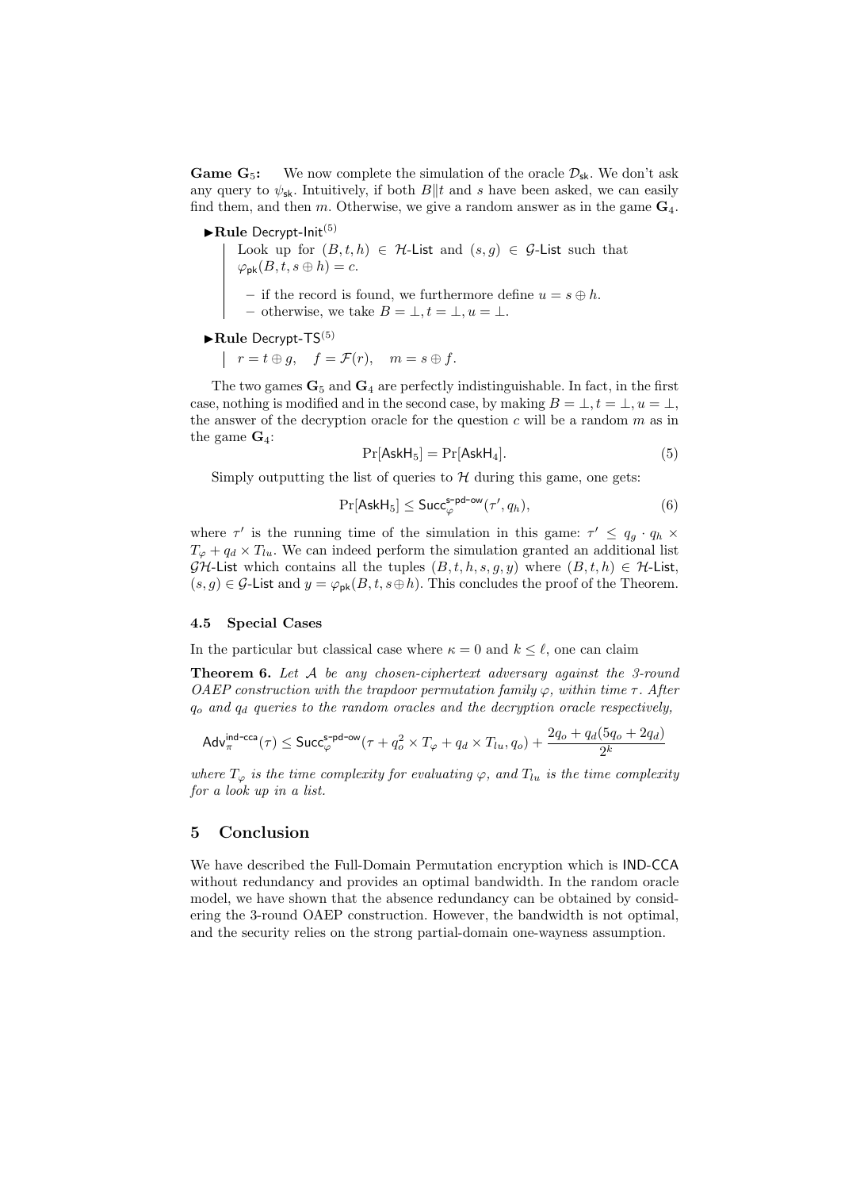**Game $\mathbf{G}_5$:** We now complete the simulation of the oracle $\mathcal{D}_{\mathsf{sk}}$. We don't ask any query to $\psi_{\mathsf{sk}}$. Intuitively, if both $B\|t$ and $s$ have been asked, we can easily find them, and then $m$. Otherwise, we give a random answer as in the game $\mathbf{G}_4$.

►**Rule** Decrypt-Init$^{(5)}$

Look up for $(B, t, h) \in \mathcal{H}$-List and $(s, g) \in \mathcal{G}$-List such that $\varphi_{\mathsf{pk}}(B, t, s \oplus h) = c$.

- if the record is found, we furthermore define $u = s \oplus h$.
- otherwise, we take $B = \perp, t = \perp, u = \perp$.

►**Rule** Decrypt-TS$^{(5)}$

$r = t \oplus g, \quad f = \mathcal{F}(r), \quad m = s \oplus f.$

The two games $\mathbf{G}_5$ and $\mathbf{G}_4$ are perfectly indistinguishable. In fact, in the first case, nothing is modified and in the second case, by making $B = \perp, t = \perp, u = \perp$, the answer of the decryption oracle for the question $c$ will be a random $m$ as in the game $\mathbf{G}_4$:

$$\Pr[\mathsf{AskH}_5] = \Pr[\mathsf{AskH}_4]. \tag{5}$$

Simply outputting the list of queries to $\mathcal{H}$ during this game, one gets:

$$\Pr[\mathsf{AskH}_5] \leq \mathsf{Succ}_{\varphi}^{\mathsf{s\text{-}pd\text{-}ow}}(\tau', q_h), \tag{6}$$

where $\tau'$ is the running time of the simulation in this game: $\tau' \leq q_g \cdot q_h \times T_\varphi + q_d \times T_{lu}$. We can indeed perform the simulation granted an additional list $\mathcal{GH}$-List which contains all the tuples $(B, t, h, s, g, y)$ where $(B, t, h) \in \mathcal{H}$-List, $(s, g) \in \mathcal{G}$-List and $y = \varphi_{\mathsf{pk}}(B, t, s \oplus h)$. This concludes the proof of the Theorem.

### 4.5 Special Cases

In the particular but classical case where $\kappa = 0$ and $k \leq \ell$, one can claim

**Theorem 6.** *Let $\mathcal{A}$ be any chosen-ciphertext adversary against the 3-round OAEP construction with the trapdoor permutation family $\varphi$, within time $\tau$. After $q_o$ and $q_d$ queries to the random oracles and the decryption oracle respectively,*

$$\mathsf{Adv}_{\pi}^{\mathsf{ind\text{-}cca}}(\tau) \leq \mathsf{Succ}_{\varphi}^{\mathsf{s\text{-}pd\text{-}ow}}(\tau + q_o^2 \times T_\varphi + q_d \times T_{lu}, q_o) + \frac{2q_o + q_d(5q_o + 2q_d)}{2^k}$$

*where $T_\varphi$ is the time complexity for evaluating $\varphi$, and $T_{lu}$ is the time complexity for a look up in a list.*

## 5 Conclusion

We have described the Full-Domain Permutation encryption which is IND-CCA without redundancy and provides an optimal bandwidth. In the random oracle model, we have shown that the absence redundancy can be obtained by considering the 3-round OAEP construction. However, the bandwidth is not optimal, and the security relies on the strong partial-domain one-wayness assumption.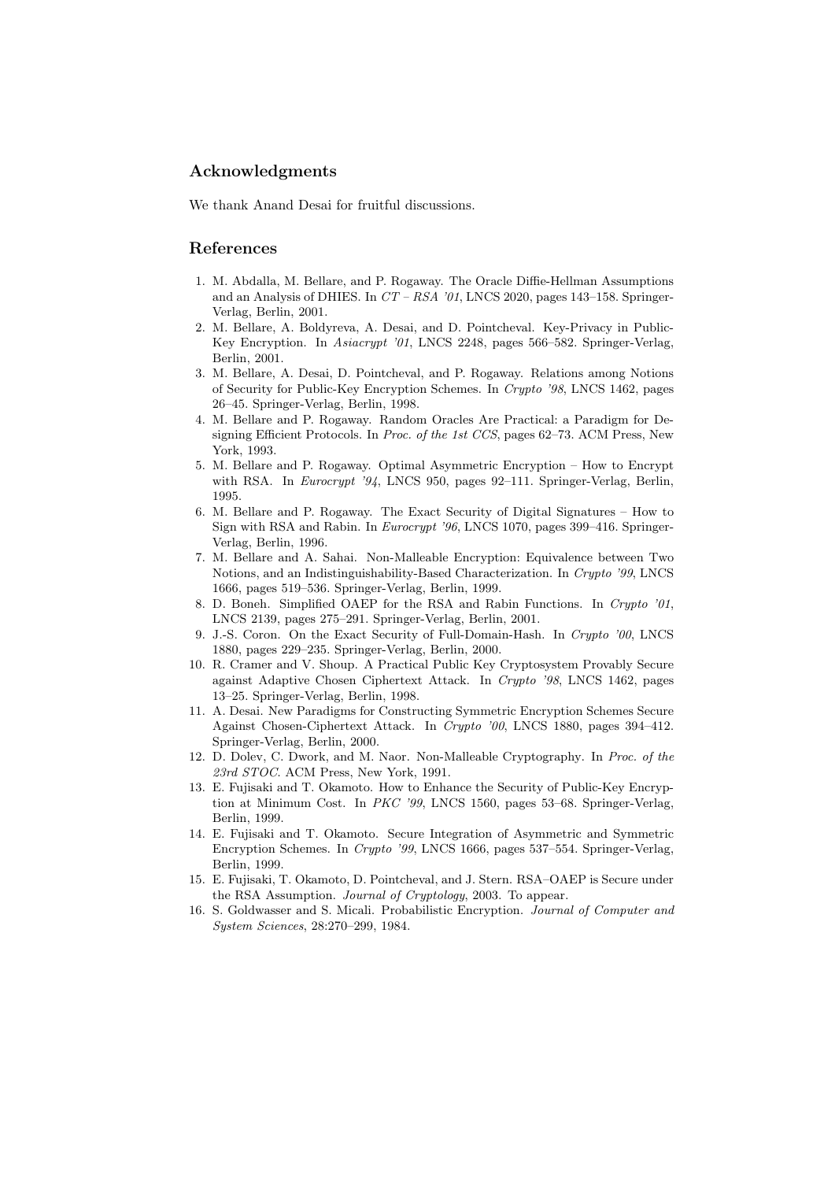## Acknowledgments

We thank Anand Desai for fruitful discussions.

## References

1. M. Abdalla, M. Bellare, and P. Rogaway. The Oracle Diffie-Hellman Assumptions and an Analysis of DHIES. In *CT – RSA '01*, LNCS 2020, pages 143–158. Springer-Verlag, Berlin, 2001.
2. M. Bellare, A. Boldyreva, A. Desai, and D. Pointcheval. Key-Privacy in Public-Key Encryption. In *Asiacrypt '01*, LNCS 2248, pages 566–582. Springer-Verlag, Berlin, 2001.
3. M. Bellare, A. Desai, D. Pointcheval, and P. Rogaway. Relations among Notions of Security for Public-Key Encryption Schemes. In *Crypto '98*, LNCS 1462, pages 26–45. Springer-Verlag, Berlin, 1998.
4. M. Bellare and P. Rogaway. Random Oracles Are Practical: a Paradigm for Designing Efficient Protocols. In *Proc. of the 1st CCS*, pages 62–73. ACM Press, New York, 1993.
5. M. Bellare and P. Rogaway. Optimal Asymmetric Encryption – How to Encrypt with RSA. In *Eurocrypt '94*, LNCS 950, pages 92–111. Springer-Verlag, Berlin, 1995.
6. M. Bellare and P. Rogaway. The Exact Security of Digital Signatures – How to Sign with RSA and Rabin. In *Eurocrypt '96*, LNCS 1070, pages 399–416. Springer-Verlag, Berlin, 1996.
7. M. Bellare and A. Sahai. Non-Malleable Encryption: Equivalence between Two Notions, and an Indistinguishability-Based Characterization. In *Crypto '99*, LNCS 1666, pages 519–536. Springer-Verlag, Berlin, 1999.
8. D. Boneh. Simplified OAEP for the RSA and Rabin Functions. In *Crypto '01*, LNCS 2139, pages 275–291. Springer-Verlag, Berlin, 2001.
9. J.-S. Coron. On the Exact Security of Full-Domain-Hash. In *Crypto '00*, LNCS 1880, pages 229–235. Springer-Verlag, Berlin, 2000.
10. R. Cramer and V. Shoup. A Practical Public Key Cryptosystem Provably Secure against Adaptive Chosen Ciphertext Attack. In *Crypto '98*, LNCS 1462, pages 13–25. Springer-Verlag, Berlin, 1998.
11. A. Desai. New Paradigms for Constructing Symmetric Encryption Schemes Secure Against Chosen-Ciphertext Attack. In *Crypto '00*, LNCS 1880, pages 394–412. Springer-Verlag, Berlin, 2000.
12. D. Dolev, C. Dwork, and M. Naor. Non-Malleable Cryptography. In *Proc. of the 23rd STOC*. ACM Press, New York, 1991.
13. E. Fujisaki and T. Okamoto. How to Enhance the Security of Public-Key Encryption at Minimum Cost. In *PKC '99*, LNCS 1560, pages 53–68. Springer-Verlag, Berlin, 1999.
14. E. Fujisaki and T. Okamoto. Secure Integration of Asymmetric and Symmetric Encryption Schemes. In *Crypto '99*, LNCS 1666, pages 537–554. Springer-Verlag, Berlin, 1999.
15. E. Fujisaki, T. Okamoto, D. Pointcheval, and J. Stern. RSA–OAEP is Secure under the RSA Assumption. *Journal of Cryptology*, 2003. To appear.
16. S. Goldwasser and S. Micali. Probabilistic Encryption. *Journal of Computer and System Sciences*, 28:270–299, 1984.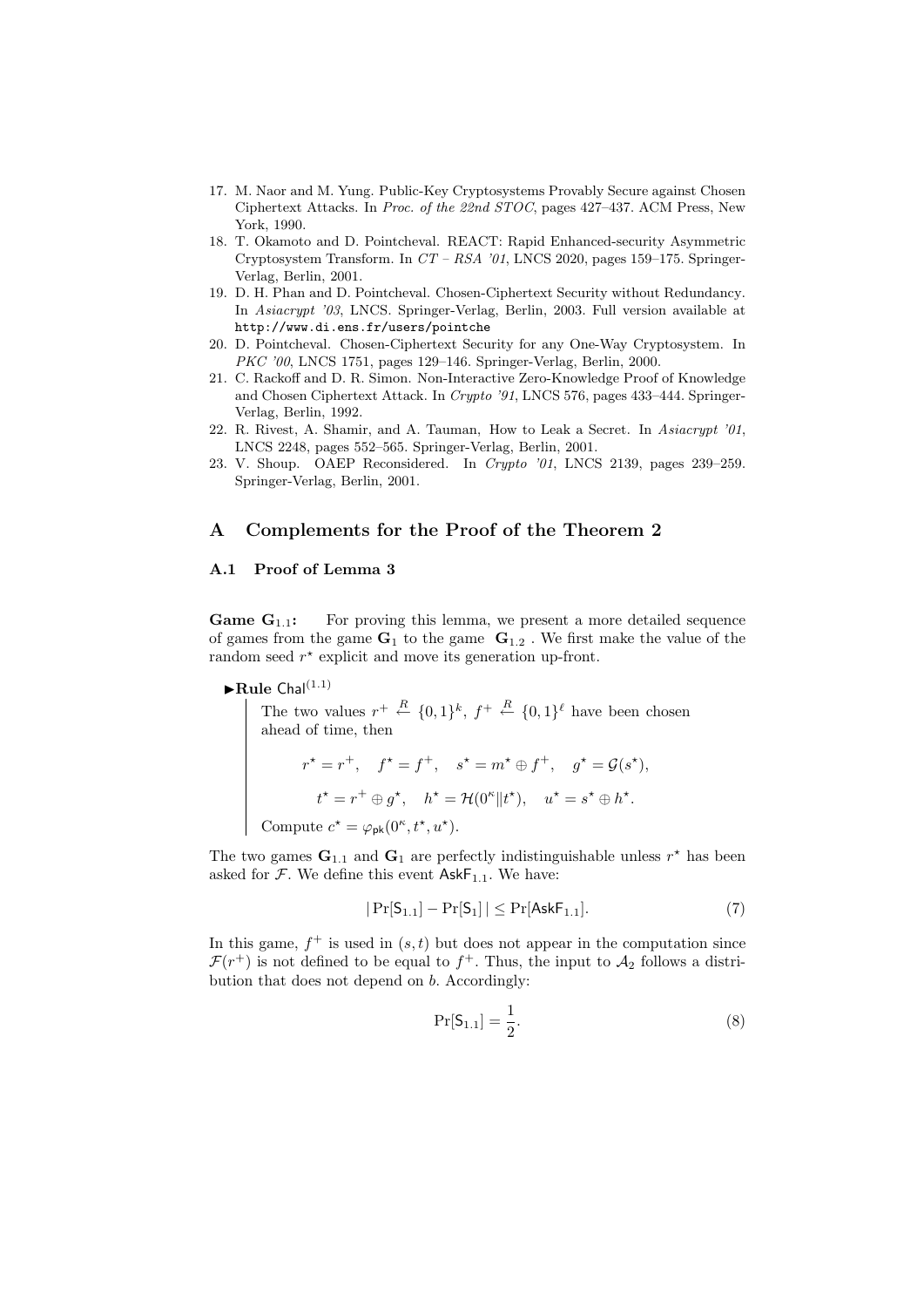17. M. Naor and M. Yung. Public-Key Cryptosystems Provably Secure against Chosen Ciphertext Attacks. In *Proc. of the 22nd STOC*, pages 427–437. ACM Press, New York, 1990.
18. T. Okamoto and D. Pointcheval. REACT: Rapid Enhanced-security Asymmetric Cryptosystem Transform. In *CT – RSA '01*, LNCS 2020, pages 159–175. Springer-Verlag, Berlin, 2001.
19. D. H. Phan and D. Pointcheval. Chosen-Ciphertext Security without Redundancy. In *Asiacrypt '03*, LNCS. Springer-Verlag, Berlin, 2003. Full version available at `http://www.di.ens.fr/users/pointche`
20. D. Pointcheval. Chosen-Ciphertext Security for any One-Way Cryptosystem. In *PKC '00*, LNCS 1751, pages 129–146. Springer-Verlag, Berlin, 2000.
21. C. Rackoff and D. R. Simon. Non-Interactive Zero-Knowledge Proof of Knowledge and Chosen Ciphertext Attack. In *Crypto '91*, LNCS 576, pages 433–444. Springer-Verlag, Berlin, 1992.
22. R. Rivest, A. Shamir, and A. Tauman, How to Leak a Secret. In *Asiacrypt '01*, LNCS 2248, pages 552–565. Springer-Verlag, Berlin, 2001.
23. V. Shoup. OAEP Reconsidered. In *Crypto '01*, LNCS 2139, pages 239–259. Springer-Verlag, Berlin, 2001.

## A Complements for the Proof of the Theorem 2

### A.1 Proof of Lemma 3

**Game $\mathbf{G}_{1.1}$:** For proving this lemma, we present a more detailed sequence of games from the game $\mathbf{G}_1$ to the game $\mathbf{G}_{1.2}$. We first make the value of the random seed $r^\star$ explicit and move its generation up-front.

►**Rule** $\mathsf{Chal}^{(1.1)}$

> The two values $r^+ \stackrel{R}{\leftarrow} \{0,1\}^k$, $f^+ \stackrel{R}{\leftarrow} \{0,1\}^\ell$ have been chosen ahead of time, then
>
> $$r^\star = r^+, \quad f^\star = f^+, \quad s^\star = m^\star \oplus f^+, \quad g^\star = \mathcal{G}(s^\star),$$
>
> $$t^\star = r^+ \oplus g^\star, \quad h^\star = \mathcal{H}(0^\kappa \| t^\star), \quad u^\star = s^\star \oplus h^\star.$$
>
> Compute $c^\star = \varphi_{\mathsf{pk}}(0^\kappa, t^\star, u^\star)$.

The two games $\mathbf{G}_{1.1}$ and $\mathbf{G}_1$ are perfectly indistinguishable unless $r^\star$ has been asked for $\mathcal{F}$. We define this event $\mathsf{AskF}_{1.1}$. We have:

$$|\Pr[\mathsf{S}_{1.1}] - \Pr[\mathsf{S}_1]| \leq \Pr[\mathsf{AskF}_{1.1}]. \tag{7}$$

In this game, $f^+$ is used in $(s,t)$ but does not appear in the computation since $\mathcal{F}(r^+)$ is not defined to be equal to $f^+$. Thus, the input to $\mathcal{A}_2$ follows a distribution that does not depend on $b$. Accordingly:

$$\Pr[\mathsf{S}_{1.1}] = \frac{1}{2}. \tag{8}$$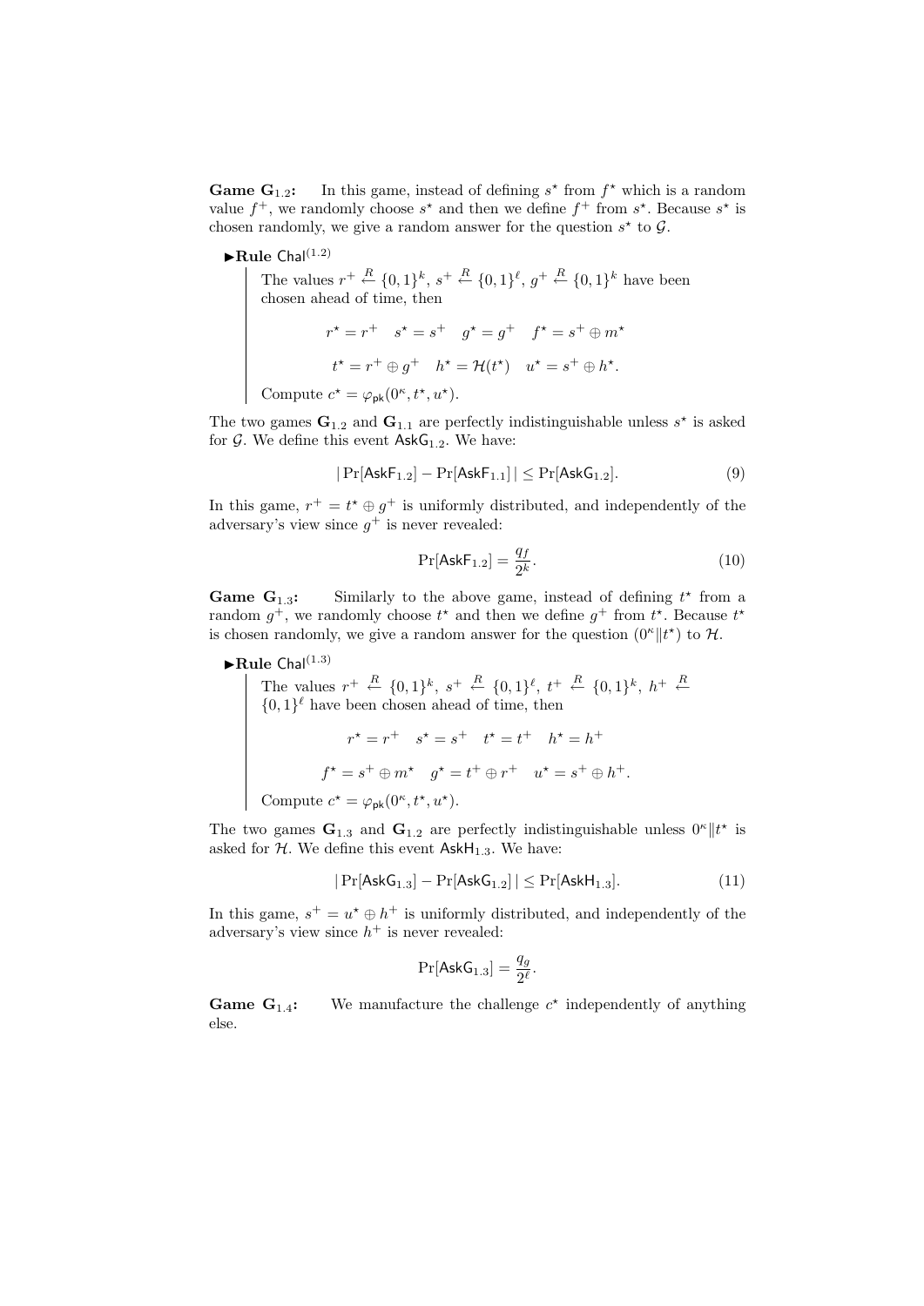**Game $\mathbf{G}_{1.2}$:** In this game, instead of defining $s^\star$ from $f^\star$ which is a random value $f^+$, we randomly choose $s^\star$ and then we define $f^+$ from $s^\star$. Because $s^\star$ is chosen randomly, we give a random answer for the question $s^\star$ to $\mathcal{G}$.

▶**Rule** $\mathsf{Chal}^{(1.2)}$

> The values $r^+ \stackrel{R}{\leftarrow} \{0,1\}^k$, $s^+ \stackrel{R}{\leftarrow} \{0,1\}^\ell$, $g^+ \stackrel{R}{\leftarrow} \{0,1\}^k$ have been chosen ahead of time, then
>
> $$r^\star = r^+ \quad s^\star = s^+ \quad g^\star = g^+ \quad f^\star = s^+ \oplus m^\star$$
>
> $$t^\star = r^+ \oplus g^+ \quad h^\star = \mathcal{H}(t^\star) \quad u^\star = s^+ \oplus h^\star.$$
>
> Compute $c^\star = \varphi_{\mathsf{pk}}(0^\kappa, t^\star, u^\star)$.

The two games $\mathbf{G}_{1.2}$ and $\mathbf{G}_{1.1}$ are perfectly indistinguishable unless $s^\star$ is asked for $\mathcal{G}$. We define this event $\mathsf{AskG}_{1.2}$. We have:

$$|\Pr[\mathsf{AskF}_{1.2}] - \Pr[\mathsf{AskF}_{1.1}]| \leq \Pr[\mathsf{AskG}_{1.2}]. \tag{9}$$

In this game, $r^+ = t^\star \oplus g^+$ is uniformly distributed, and independently of the adversary's view since $g^+$ is never revealed:

$$\Pr[\mathsf{AskF}_{1.2}] = \frac{q_f}{2^k}. \tag{10}$$

**Game $\mathbf{G}_{1.3}$:** Similarly to the above game, instead of defining $t^\star$ from a random $g^+$, we randomly choose $t^\star$ and then we define $g^+$ from $t^\star$. Because $t^\star$ is chosen randomly, we give a random answer for the question $(0^\kappa \| t^\star)$ to $\mathcal{H}$.

▶**Rule** $\mathsf{Chal}^{(1.3)}$

> The values $r^+ \stackrel{R}{\leftarrow} \{0,1\}^k$, $s^+ \stackrel{R}{\leftarrow} \{0,1\}^\ell$, $t^+ \stackrel{R}{\leftarrow} \{0,1\}^k$, $h^+ \stackrel{R}{\leftarrow} \{0,1\}^\ell$ have been chosen ahead of time, then
>
> $$r^\star = r^+ \quad s^\star = s^+ \quad t^\star = t^+ \quad h^\star = h^+$$
>
> $$f^\star = s^+ \oplus m^\star \quad g^\star = t^+ \oplus r^+ \quad u^\star = s^+ \oplus h^+.$$
>
> Compute $c^\star = \varphi_{\mathsf{pk}}(0^\kappa, t^\star, u^\star)$.

The two games $\mathbf{G}_{1.3}$ and $\mathbf{G}_{1.2}$ are perfectly indistinguishable unless $0^\kappa \| t^\star$ is asked for $\mathcal{H}$. We define this event $\mathsf{AskH}_{1.3}$. We have:

$$|\Pr[\mathsf{AskG}_{1.3}] - \Pr[\mathsf{AskG}_{1.2}]| \leq \Pr[\mathsf{AskH}_{1.3}]. \tag{11}$$

In this game, $s^+ = u^\star \oplus h^+$ is uniformly distributed, and independently of the adversary's view since $h^+$ is never revealed:

$$\Pr[\mathsf{AskG}_{1.3}] = \frac{q_g}{2^\ell}.$$

**Game $\mathbf{G}_{1.4}$:** We manufacture the challenge $c^\star$ independently of anything else.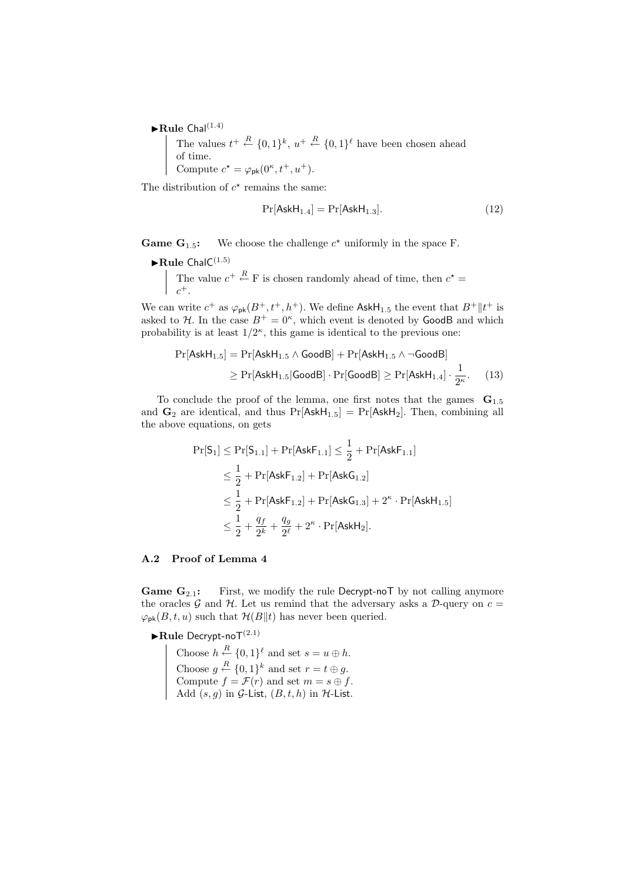►**Rule** $\mathsf{Chal}^{(1.4)}$

> The values $t^+ \stackrel{R}{\leftarrow} \{0,1\}^k$, $u^+ \stackrel{R}{\leftarrow} \{0,1\}^\ell$ have been chosen ahead of time.
> Compute $c^\star = \varphi_{\mathsf{pk}}(0^\kappa, t^+, u^+)$.

The distribution of $c^\star$ remains the same:

$$\Pr[\mathsf{AskH}_{1.4}] = \Pr[\mathsf{AskH}_{1.3}]. \tag{12}$$

**Game $\mathbf{G}_{1.5}$:** We choose the challenge $c^\star$ uniformly in the space F.

►**Rule** $\mathsf{ChalC}^{(1.5)}$

> The value $c^+ \stackrel{R}{\leftarrow} \mathrm{F}$ is chosen randomly ahead of time, then $c^\star = c^+$.

We can write $c^+$ as $\varphi_{\mathsf{pk}}(B^+, t^+, h^+)$. We define $\mathsf{AskH}_{1.5}$ the event that $B^+ \| t^+$ is asked to $\mathcal{H}$. In the case $B^+ = 0^\kappa$, which event is denoted by $\mathsf{GoodB}$ and which probability is at least $1/2^\kappa$, this game is identical to the previous one:

$$\begin{aligned}\Pr[\mathsf{AskH}_{1.5}] &= \Pr[\mathsf{AskH}_{1.5} \wedge \mathsf{GoodB}] + \Pr[\mathsf{AskH}_{1.5} \wedge \neg\mathsf{GoodB}] \\ &\geq \Pr[\mathsf{AskH}_{1.5} | \mathsf{GoodB}] \cdot \Pr[\mathsf{GoodB}] \geq \Pr[\mathsf{AskH}_{1.4}] \cdot \frac{1}{2^\kappa}. \end{aligned} \tag{13}$$

To conclude the proof of the lemma, one first notes that the games $\mathbf{G}_{1.5}$ and $\mathbf{G}_2$ are identical, and thus $\Pr[\mathsf{AskH}_{1.5}] = \Pr[\mathsf{AskH}_2]$. Then, combining all the above equations, on gets

$$\begin{aligned}\Pr[\mathsf{S}_1] &\leq \Pr[\mathsf{S}_{1.1}] + \Pr[\mathsf{AskF}_{1.1}] \leq \frac{1}{2} + \Pr[\mathsf{AskF}_{1.1}] \\ &\leq \frac{1}{2} + \Pr[\mathsf{AskF}_{1.2}] + \Pr[\mathsf{AskG}_{1.2}] \\ &\leq \frac{1}{2} + \Pr[\mathsf{AskF}_{1.2}] + \Pr[\mathsf{AskG}_{1.3}] + 2^\kappa \cdot \Pr[\mathsf{AskH}_{1.5}] \\ &\leq \frac{1}{2} + \frac{q_f}{2^k} + \frac{q_g}{2^\ell} + 2^\kappa \cdot \Pr[\mathsf{AskH}_2].\end{aligned}$$

### A.2 Proof of Lemma 4

**Game $\mathbf{G}_{2.1}$:** First, we modify the rule Decrypt-noT by not calling anymore the oracles $\mathcal{G}$ and $\mathcal{H}$. Let us remind that the adversary asks a $\mathcal{D}$-query on $c = \varphi_{\mathsf{pk}}(B, t, u)$ such that $\mathcal{H}(B\|t)$ has never been queried.

►**Rule** $\mathsf{Decrypt\text{-}noT}^{(2.1)}$

> Choose $h \stackrel{R}{\leftarrow} \{0,1\}^\ell$ and set $s = u \oplus h$.
> Choose $g \stackrel{R}{\leftarrow} \{0,1\}^k$ and set $r = t \oplus g$.
> Compute $f = \mathcal{F}(r)$ and set $m = s \oplus f$.
> Add $(s, g)$ in $\mathcal{G}$-List, $(B, t, h)$ in $\mathcal{H}$-List.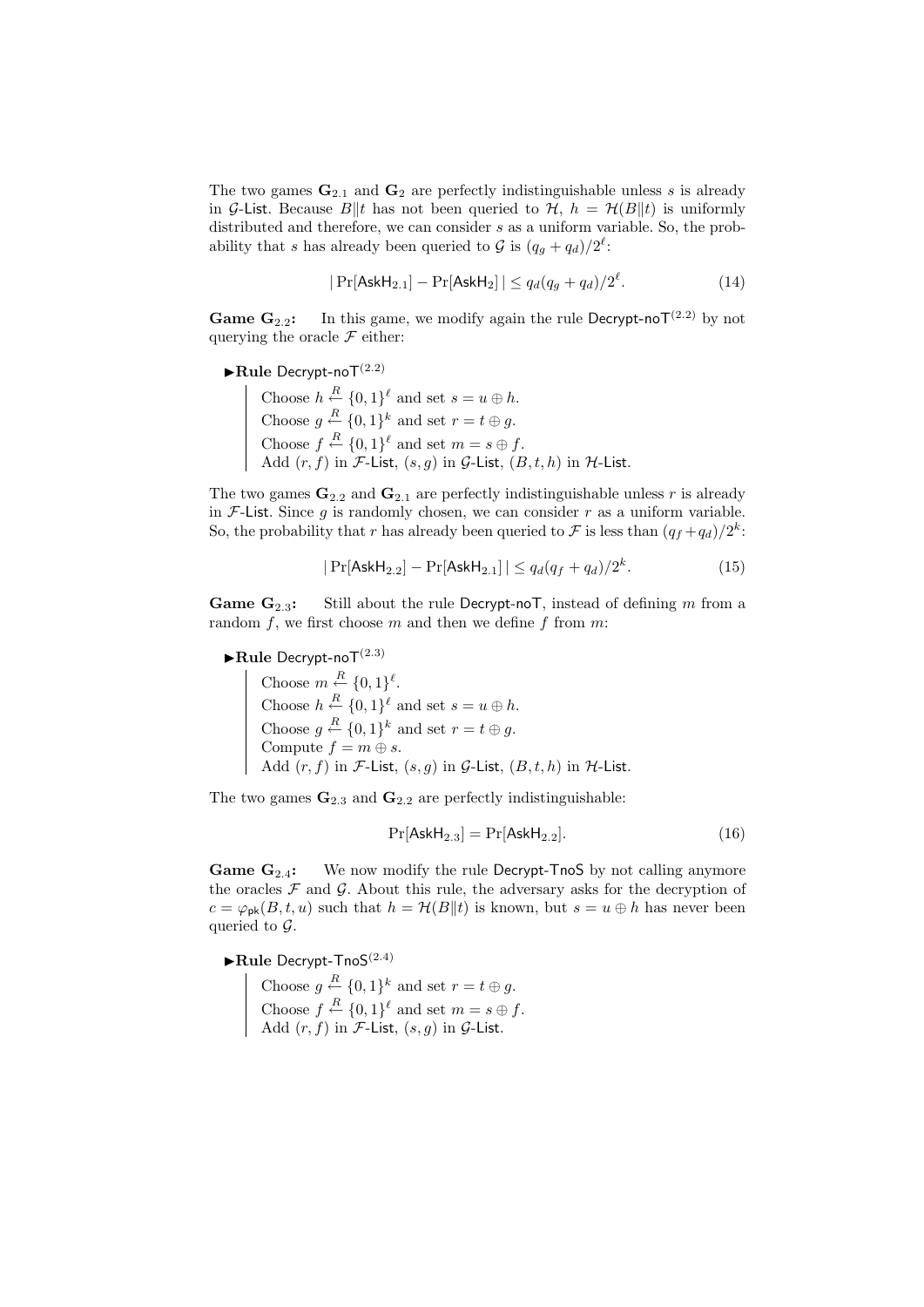The two games $\mathbf{G}_{2.1}$ and $\mathbf{G}_2$ are perfectly indistinguishable unless $s$ is already in $\mathcal{G}$-List. Because $B\|t$ has not been queried to $\mathcal{H}$, $h = \mathcal{H}(B\|t)$ is uniformly distributed and therefore, we can consider $s$ as a uniform variable. So, the probability that $s$ has already been queried to $\mathcal{G}$ is $(q_g + q_d)/2^\ell$:

$$|\Pr[\mathsf{AskH}_{2.1}] - \Pr[\mathsf{AskH}_2]| \leq q_d(q_g + q_d)/2^\ell. \tag{14}$$

**Game $\mathbf{G}_{2.2}$:** In this game, we modify again the rule Decrypt-noT$^{(2.2)}$ by not querying the oracle $\mathcal{F}$ either:

►**Rule** Decrypt-noT$^{(2.2)}$

> Choose $h \xleftarrow{R} \{0,1\}^\ell$ and set $s = u \oplus h$.
> Choose $g \xleftarrow{R} \{0,1\}^k$ and set $r = t \oplus g$.
> Choose $f \xleftarrow{R} \{0,1\}^\ell$ and set $m = s \oplus f$.
> Add $(r, f)$ in $\mathcal{F}$-List, $(s, g)$ in $\mathcal{G}$-List, $(B, t, h)$ in $\mathcal{H}$-List.

The two games $\mathbf{G}_{2.2}$ and $\mathbf{G}_{2.1}$ are perfectly indistinguishable unless $r$ is already in $\mathcal{F}$-List. Since $g$ is randomly chosen, we can consider $r$ as a uniform variable. So, the probability that $r$ has already been queried to $\mathcal{F}$ is less than $(q_f + q_d)/2^k$:

$$|\Pr[\mathsf{AskH}_{2.2}] - \Pr[\mathsf{AskH}_{2.1}]| \leq q_d(q_f + q_d)/2^k. \tag{15}$$

**Game $\mathbf{G}_{2.3}$:** Still about the rule Decrypt-noT, instead of defining $m$ from a random $f$, we first choose $m$ and then we define $f$ from $m$:

►**Rule** Decrypt-noT$^{(2.3)}$

> Choose $m \xleftarrow{R} \{0,1\}^\ell$.
> Choose $h \xleftarrow{R} \{0,1\}^\ell$ and set $s = u \oplus h$.
> Choose $g \xleftarrow{R} \{0,1\}^k$ and set $r = t \oplus g$.
> Compute $f = m \oplus s$.
> Add $(r, f)$ in $\mathcal{F}$-List, $(s, g)$ in $\mathcal{G}$-List, $(B, t, h)$ in $\mathcal{H}$-List.

The two games $\mathbf{G}_{2.3}$ and $\mathbf{G}_{2.2}$ are perfectly indistinguishable:

$$\Pr[\mathsf{AskH}_{2.3}] = \Pr[\mathsf{AskH}_{2.2}]. \tag{16}$$

**Game $\mathbf{G}_{2.4}$:** We now modify the rule Decrypt-TnoS by not calling anymore the oracles $\mathcal{F}$ and $\mathcal{G}$. About this rule, the adversary asks for the decryption of $c = \varphi_{\mathsf{pk}}(B, t, u)$ such that $h = \mathcal{H}(B\|t)$ is known, but $s = u \oplus h$ has never been queried to $\mathcal{G}$.

►**Rule** Decrypt-TnoS$^{(2.4)}$

> Choose $g \xleftarrow{R} \{0,1\}^k$ and set $r = t \oplus g$.
> Choose $f \xleftarrow{R} \{0,1\}^\ell$ and set $m = s \oplus f$.
> Add $(r, f)$ in $\mathcal{F}$-List, $(s, g)$ in $\mathcal{G}$-List.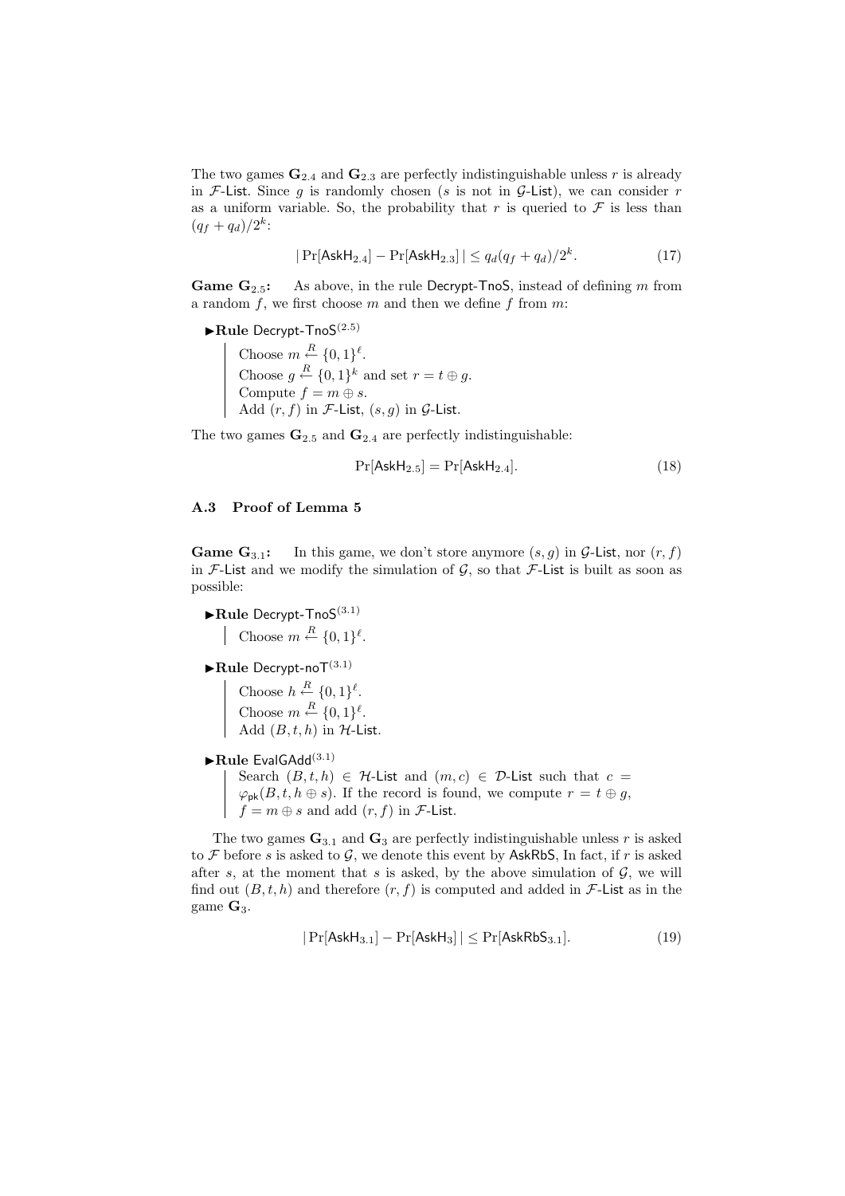The two games $\mathbf{G}_{2.4}$ and $\mathbf{G}_{2.3}$ are perfectly indistinguishable unless $r$ is already in $\mathcal{F}$-List. Since $g$ is randomly chosen ($s$ is not in $\mathcal{G}$-List), we can consider $r$ as a uniform variable. So, the probability that $r$ is queried to $\mathcal{F}$ is less than $(q_f + q_d)/2^k$:

$$|\Pr[\mathsf{AskH}_{2.4}] - \Pr[\mathsf{AskH}_{2.3}]| \leq q_d(q_f + q_d)/2^k. \tag{17}$$

**Game $\mathbf{G}_{2.5}$:** As above, in the rule Decrypt-TnoS, instead of defining $m$ from a random $f$, we first choose $m$ and then we define $f$ from $m$:

►**Rule** Decrypt-TnoS$^{(2.5)}$

> Choose $m \stackrel{R}{\leftarrow} \{0,1\}^\ell$.
> Choose $g \stackrel{R}{\leftarrow} \{0,1\}^k$ and set $r = t \oplus g$.
> Compute $f = m \oplus s$.
> Add $(r, f)$ in $\mathcal{F}$-List, $(s, g)$ in $\mathcal{G}$-List.

The two games $\mathbf{G}_{2.5}$ and $\mathbf{G}_{2.4}$ are perfectly indistinguishable:

$$\Pr[\mathsf{AskH}_{2.5}] = \Pr[\mathsf{AskH}_{2.4}]. \tag{18}$$

### A.3 Proof of Lemma 5

**Game $\mathbf{G}_{3.1}$:** In this game, we don't store anymore $(s, g)$ in $\mathcal{G}$-List, nor $(r, f)$ in $\mathcal{F}$-List and we modify the simulation of $\mathcal{G}$, so that $\mathcal{F}$-List is built as soon as possible:

►**Rule** Decrypt-TnoS$^{(3.1)}$

> Choose $m \stackrel{R}{\leftarrow} \{0,1\}^\ell$.

►**Rule** Decrypt-noT$^{(3.1)}$

> Choose $h \stackrel{R}{\leftarrow} \{0,1\}^\ell$.
> Choose $m \stackrel{R}{\leftarrow} \{0,1\}^\ell$.
> Add $(B, t, h)$ in $\mathcal{H}$-List.

►**Rule** EvalGAdd$^{(3.1)}$

> Search $(B, t, h) \in \mathcal{H}$-List and $(m, c) \in \mathcal{D}$-List such that $c = \varphi_{\mathsf{pk}}(B, t, h \oplus s)$. If the record is found, we compute $r = t \oplus g$, $f = m \oplus s$ and add $(r, f)$ in $\mathcal{F}$-List.

The two games $\mathbf{G}_{3.1}$ and $\mathbf{G}_3$ are perfectly indistinguishable unless $r$ is asked to $\mathcal{F}$ before $s$ is asked to $\mathcal{G}$, we denote this event by AskRbS, In fact, if $r$ is asked after $s$, at the moment that $s$ is asked, by the above simulation of $\mathcal{G}$, we will find out $(B, t, h)$ and therefore $(r, f)$ is computed and added in $\mathcal{F}$-List as in the game $\mathbf{G}_3$.

$$|\Pr[\mathsf{AskH}_{3.1}] - \Pr[\mathsf{AskH}_3]| \leq \Pr[\mathsf{AskRbS}_{3.1}]. \tag{19}$$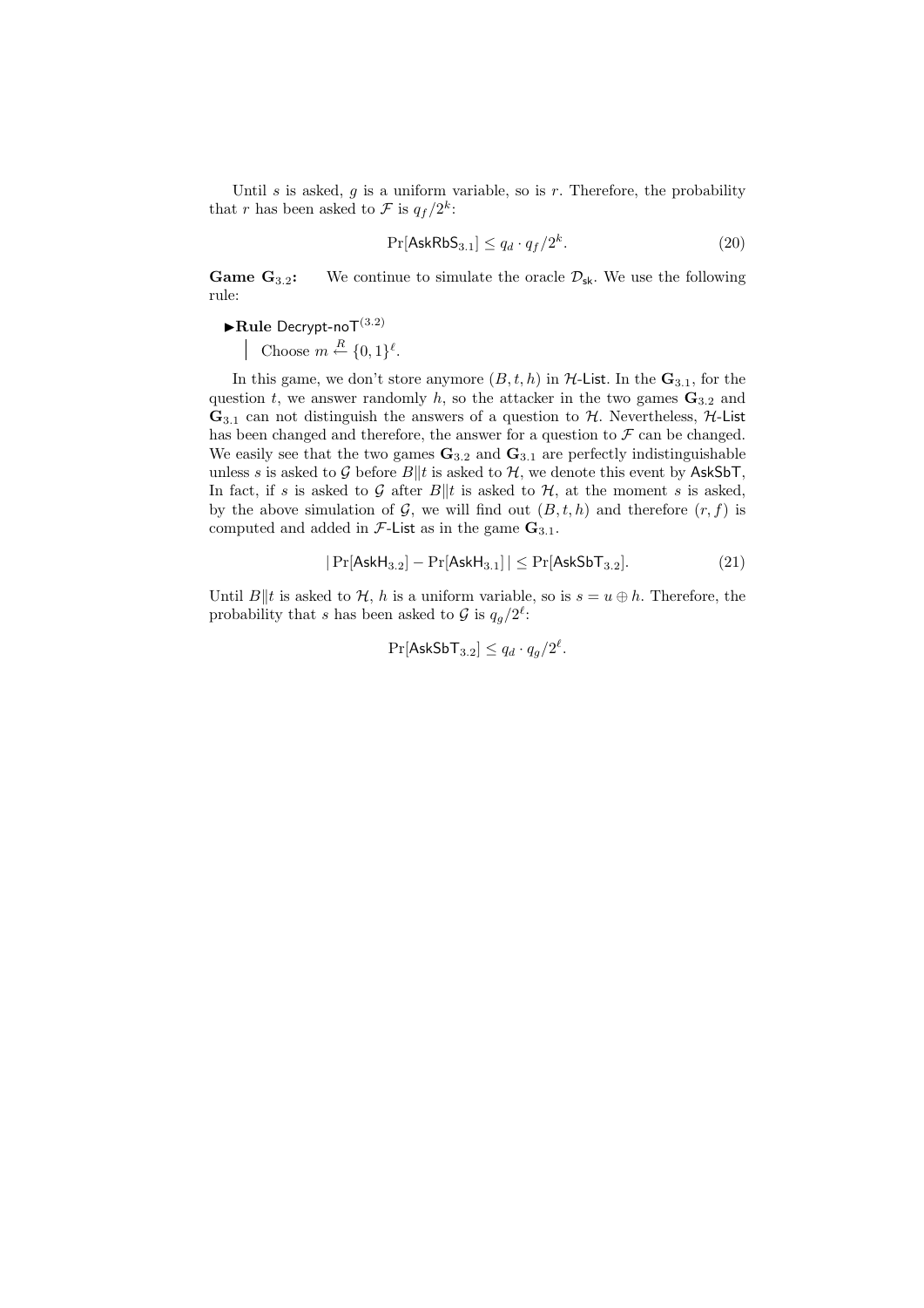Until $s$ is asked, $g$ is a uniform variable, so is $r$. Therefore, the probability that $r$ has been asked to $\mathcal{F}$ is $q_f/2^k$:

$$\Pr[\mathsf{AskRbS}_{3.1}] \leq q_d \cdot q_f/2^k. \tag{20}$$

**Game $\mathbf{G}_{3.2}$:** We continue to simulate the oracle $\mathcal{D}_{\mathsf{sk}}$. We use the following rule:

▶**Rule** Decrypt-noT$^{(3.2)}$

Choose $m \overset{R}{\leftarrow} \{0,1\}^\ell$.

In this game, we don't store anymore $(B, t, h)$ in $\mathcal{H}$-List. In the $\mathbf{G}_{3.1}$, for the question $t$, we answer randomly $h$, so the attacker in the two games $\mathbf{G}_{3.2}$ and $\mathbf{G}_{3.1}$ can not distinguish the answers of a question to $\mathcal{H}$. Nevertheless, $\mathcal{H}$-List has been changed and therefore, the answer for a question to $\mathcal{F}$ can be changed. We easily see that the two games $\mathbf{G}_{3.2}$ and $\mathbf{G}_{3.1}$ are perfectly indistinguishable unless $s$ is asked to $\mathcal{G}$ before $B\|t$ is asked to $\mathcal{H}$, we denote this event by $\mathsf{AskSbT}$, In fact, if $s$ is asked to $\mathcal{G}$ after $B\|t$ is asked to $\mathcal{H}$, at the moment $s$ is asked, by the above simulation of $\mathcal{G}$, we will find out $(B, t, h)$ and therefore $(r, f)$ is computed and added in $\mathcal{F}$-List as in the game $\mathbf{G}_{3.1}$.

$$|\Pr[\mathsf{AskH}_{3.2}] - \Pr[\mathsf{AskH}_{3.1}]| \leq \Pr[\mathsf{AskSbT}_{3.2}]. \tag{21}$$

Until $B\|t$ is asked to $\mathcal{H}$, $h$ is a uniform variable, so is $s = u \oplus h$. Therefore, the probability that $s$ has been asked to $\mathcal{G}$ is $q_g/2^\ell$:

$$\Pr[\mathsf{AskSbT}_{3.2}] \leq q_d \cdot q_g/2^\ell.$$